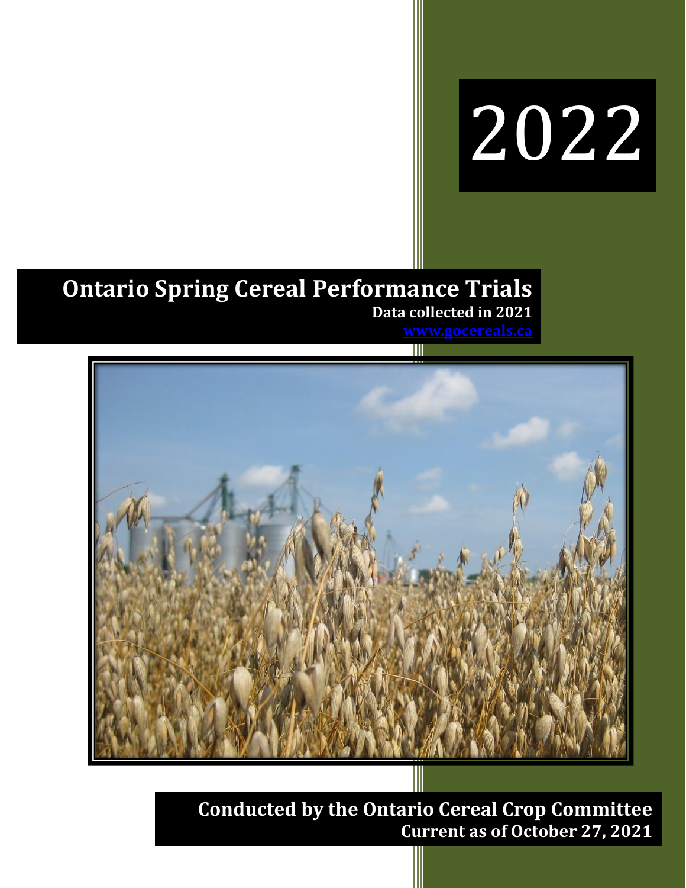2022

# Ontario Spring Cereal Performance Trials

**Data collected in 2021**

[www.gocereals.ca](http://www.gocereals.ca)

**Conducted by the Ontario Cereal Crop Committee**

**Current as of October 27, 2021**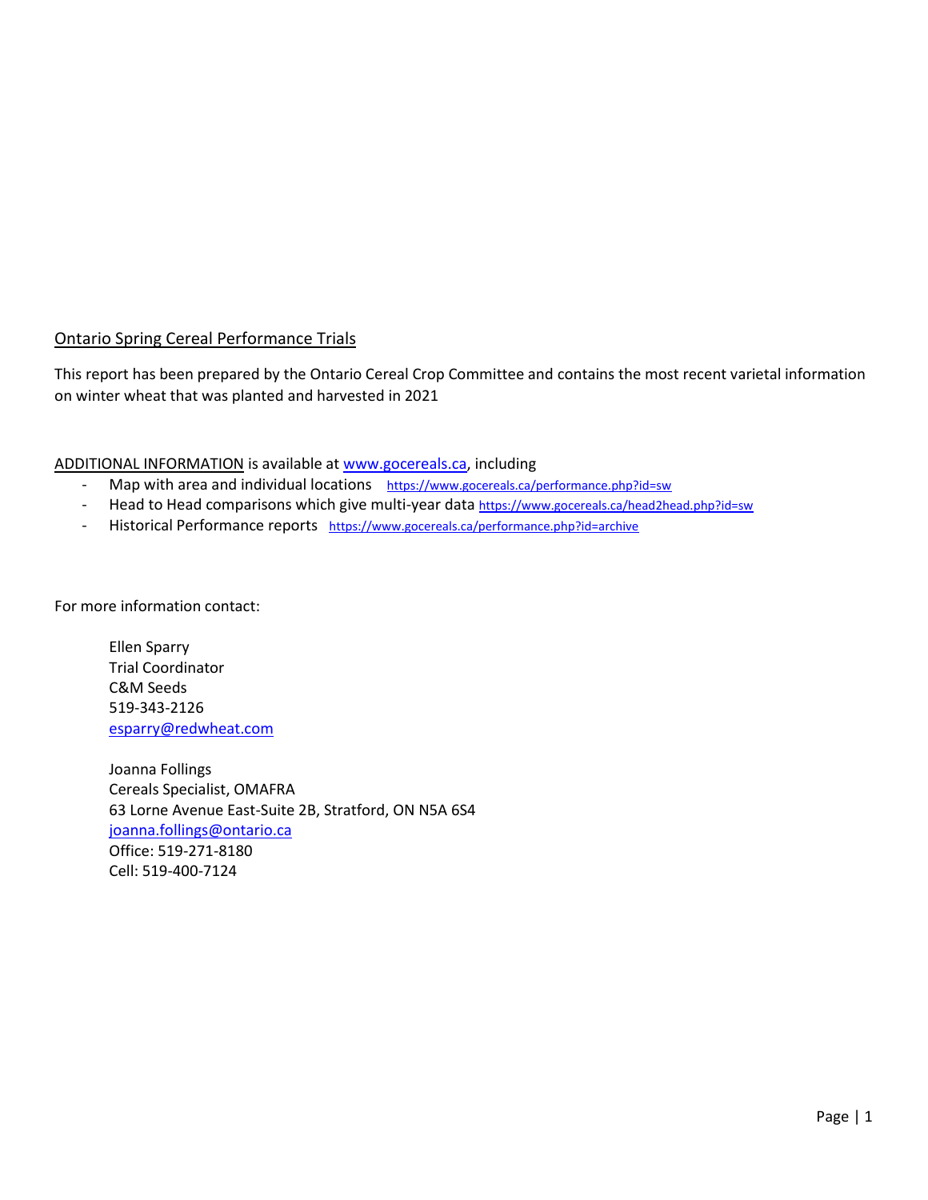Ontario Spring Cereal Performance Trials

This report has been prepared by the Ontario Cereal Crop Committee and contains the most recent varietal information on winter wheat that was planted and harvested in 2021

ADDITIONAL INFORMATION is available at [www.gocereals.ca](http://www.gocereals.ca), including

- Map with area and individual locations https://www.gocereals.ca/performance.php?id=sw
- Head to Head comparisons which give multi-year data https://www.gocereals.ca/head2head.php?id=sw
- Historical Performance reports https://www.gocereals.ca/performance.php?id=archive

For more information contact:

Ellen Sparry
Trial Coordinator
C&M Seeds
519-343-2126
esparry@redwheat.com

Joanna Follings
Cereals Specialist, OMAFRA
63 Lorne Avenue East-Suite 2B, Stratford, ON N5A 6S4
joanna.follings@ontario.ca
Office: 519-271-8180
Cell: 519-400-7124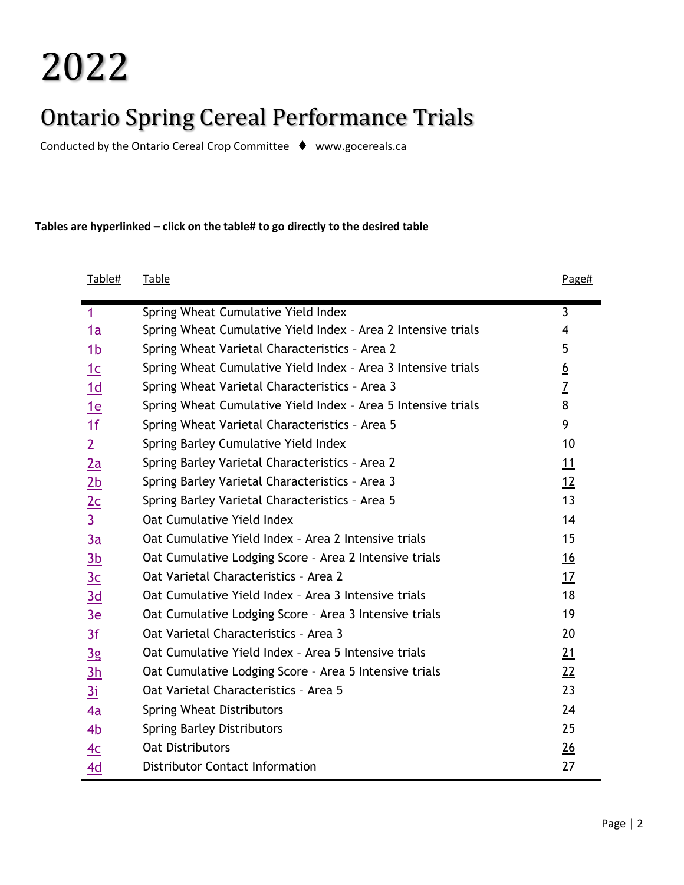# 2022

## Ontario Spring Cereal Performance Trials

Conducted by the Ontario Cereal Crop Committee ♦ www.gocereals.ca

**Tables are hyperlinked – click on the table# to go directly to the desired table**

| Table# | Table | Page# |
|---|---|---|
| 1 | Spring Wheat Cumulative Yield Index | 3 |
| 1a | Spring Wheat Cumulative Yield Index - Area 2 Intensive trials | 4 |
| 1b | Spring Wheat Varietal Characteristics - Area 2 | 5 |
| 1c | Spring Wheat Cumulative Yield Index - Area 3 Intensive trials | 6 |
| 1d | Spring Wheat Varietal Characteristics - Area 3 | 7 |
| 1e | Spring Wheat Cumulative Yield Index - Area 5 Intensive trials | 8 |
| 1f | Spring Wheat Varietal Characteristics - Area 5 | 9 |
| 2 | Spring Barley Cumulative Yield Index | 10 |
| 2a | Spring Barley Varietal Characteristics - Area 2 | 11 |
| 2b | Spring Barley Varietal Characteristics - Area 3 | 12 |
| 2c | Spring Barley Varietal Characteristics - Area 5 | 13 |
| 3 | Oat Cumulative Yield Index | 14 |
| 3a | Oat Cumulative Yield Index - Area 2 Intensive trials | 15 |
| 3b | Oat Cumulative Lodging Score - Area 2 Intensive trials | 16 |
| 3c | Oat Varietal Characteristics - Area 2 | 17 |
| 3d | Oat Cumulative Yield Index - Area 3 Intensive trials | 18 |
| 3e | Oat Cumulative Lodging Score - Area 3 Intensive trials | 19 |
| 3f | Oat Varietal Characteristics - Area 3 | 20 |
| 3g | Oat Cumulative Yield Index - Area 5 Intensive trials | 21 |
| 3h | Oat Cumulative Lodging Score - Area 5 Intensive trials | 22 |
| 3i | Oat Varietal Characteristics - Area 5 | 23 |
| 4a | Spring Wheat Distributors | 24 |
| 4b | Spring Barley Distributors | 25 |
| 4c | Oat Distributors | 26 |
| 4d | Distributor Contact Information | 27 |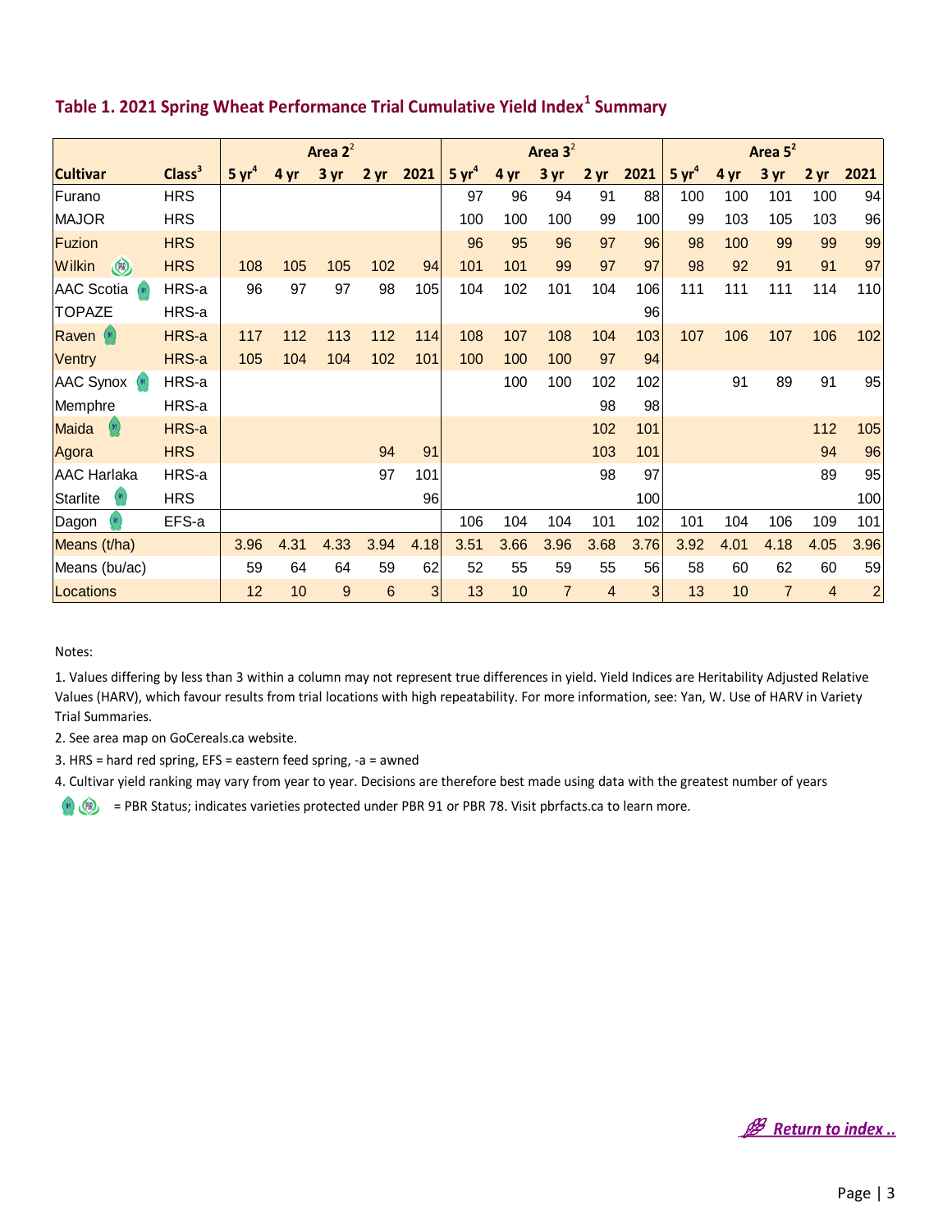## Table 1. 2021 Spring Wheat Performance Trial Cumulative Yield Index[1] Summary

| | | Area 2[2] | | | | | Area 3[2] | | | | | Area 5[2] | | | | |
|---|---|---|---|---|---|---|---|---|---|---|---|---|---|---|---|---|
| **Cultivar** | **Class[3]** | **5 yr[4]** | **4 yr** | **3 yr** | **2 yr** | **2021** | **5 yr[4]** | **4 yr** | **3 yr** | **2 yr** | **2021** | **5 yr[4]** | **4 yr** | **3 yr** | **2 yr** | **2021** |
| Furano | HRS | | | | | | 97 | 96 | 94 | 91 | 88 | 100 | 100 | 101 | 100 | 94 |
| MAJOR | HRS | | | | | | 100 | 100 | 100 | 99 | 100 | 99 | 103 | 105 | 103 | 96 |
| Fuzion | HRS | | | | | | 96 | 95 | 96 | 97 | 96 | 98 | 100 | 99 | 99 | 99 |
| Wilkin | HRS | 108 | 105 | 105 | 102 | 94 | 101 | 101 | 99 | 97 | 97 | 98 | 92 | 91 | 91 | 97 |
| AAC Scotia | HRS-a | 96 | 97 | 97 | 98 | 105 | 104 | 102 | 101 | 104 | 106 | 111 | 111 | 111 | 114 | 110 |
| TOPAZE | HRS-a | | | | | | | | | | 96 | | | | | |
| Raven | HRS-a | 117 | 112 | 113 | 112 | 114 | 108 | 107 | 108 | 104 | 103 | 107 | 106 | 107 | 106 | 102 |
| Ventry | HRS-a | 105 | 104 | 104 | 102 | 101 | 100 | 100 | 100 | 97 | 94 | | | | | |
| AAC Synox | HRS-a | | | | | | | 100 | 100 | 102 | 102 | | 91 | 89 | 91 | 95 |
| Memphre | HRS-a | | | | | | | | | 98 | 98 | | | | | |
| Maida | HRS-a | | | | | | | | | 102 | 101 | | | | 112 | 105 |
| Agora | HRS | | | | 94 | 91 | | | | 103 | 101 | | | | 94 | 96 |
| AAC Harlaka | HRS-a | | | | 97 | 101 | | | | 98 | 97 | | | | 89 | 95 |
| Starlite | HRS | | | | | 96 | | | | | 100 | | | | | 100 |
| Dagon | EFS-a | | | | | | 106 | 104 | 104 | 101 | 102 | 101 | 104 | 106 | 109 | 101 |
| Means (t/ha) | | 3.96 | 4.31 | 4.33 | 3.94 | 4.18 | 3.51 | 3.66 | 3.96 | 3.68 | 3.76 | 3.92 | 4.01 | 4.18 | 4.05 | 3.96 |
| Means (bu/ac) | | 59 | 64 | 64 | 59 | 62 | 52 | 55 | 59 | 55 | 56 | 58 | 60 | 62 | 60 | 59 |
| Locations | | 12 | 10 | 9 | 6 | 3 | 13 | 10 | 7 | 4 | 3 | 13 | 10 | 7 | 4 | 2 |

Notes:

1. Values differing by less than 3 within a column may not represent true differences in yield. Yield Indices are Heritability Adjusted Relative Values (HARV), which favour results from trial locations with high repeatability. For more information, see: Yan, W. Use of HARV in Variety Trial Summaries.
2. See area map on GoCereals.ca website.
3. HRS = hard red spring, EFS = eastern feed spring, -a = awned
4. Cultivar yield ranking may vary from year to year. Decisions are therefore best made using data with the greatest number of years

= PBR Status; indicates varieties protected under PBR 91 or PBR 78. Visit pbrfacts.ca to learn more.

Return to index ..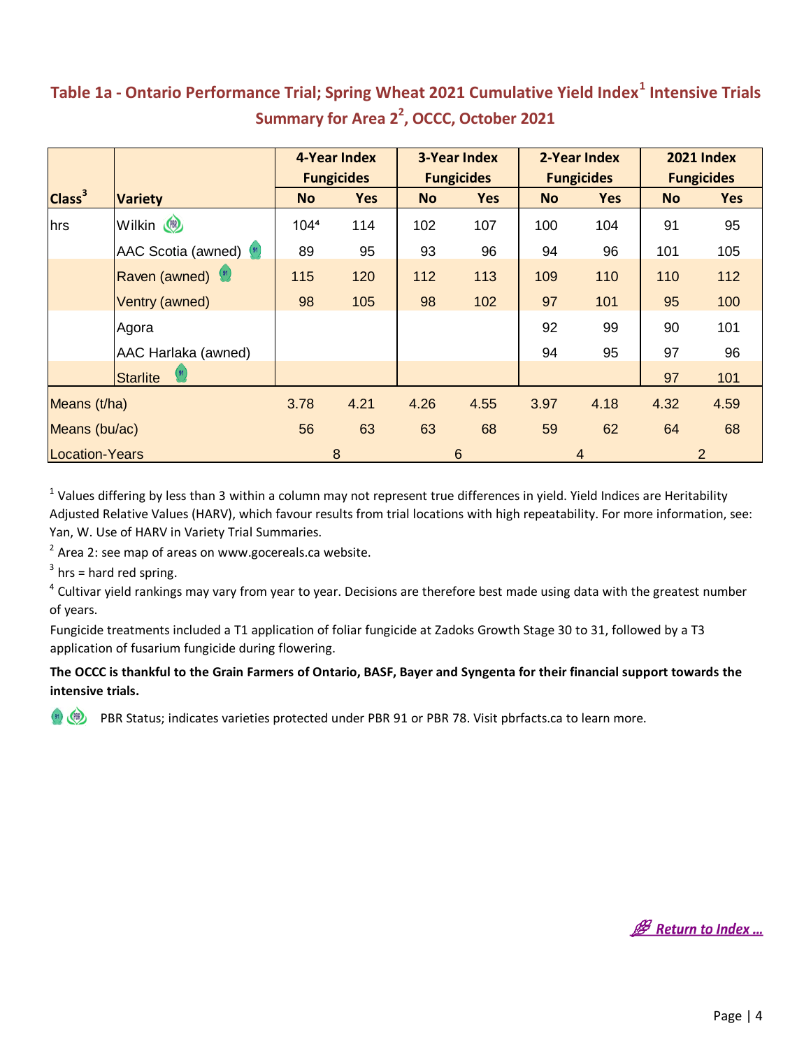## Table 1a - Ontario Performance Trial; Spring Wheat 2021 Cumulative Yield Index[1] Intensive Trials Summary for Area 2[2], OCCC, October 2021

| Class[3] | Variety | 4-Year Index Fungicides | | 3-Year Index Fungicides | | 2-Year Index Fungicides | | 2021 Index Fungicides | |
|---|---|---|---|---|---|---|---|---|---|
| | | No | Yes | No | Yes | No | Yes | No | Yes |
| hrs | Wilkin | 104[4] | 114 | 102 | 107 | 100 | 104 | 91 | 95 |
| | AAC Scotia (awned) | 89 | 95 | 93 | 96 | 94 | 96 | 101 | 105 |
| | Raven (awned) | 115 | 120 | 112 | 113 | 109 | 110 | 110 | 112 |
| | Ventry (awned) | 98 | 105 | 98 | 102 | 97 | 101 | 95 | 100 |
| | Agora | | | | | 92 | 99 | 90 | 101 |
| | AAC Harlaka (awned) | | | | | 94 | 95 | 97 | 96 |
| | Starlite | | | | | | | 97 | 101 |
| Means (t/ha) | | 3.78 | 4.21 | 4.26 | 4.55 | 3.97 | 4.18 | 4.32 | 4.59 |
| Means (bu/ac) | | 56 | 63 | 63 | 68 | 59 | 62 | 64 | 68 |
| Location-Years | | 8 | | 6 | | 4 | | 2 | |

[1] Values differing by less than 3 within a column may not represent true differences in yield. Yield Indices are Heritability Adjusted Relative Values (HARV), which favour results from trial locations with high repeatability. For more information, see: Yan, W. Use of HARV in Variety Trial Summaries.

[2] Area 2: see map of areas on www.gocereals.ca website.

[3] hrs = hard red spring.

[4] Cultivar yield rankings may vary from year to year. Decisions are therefore best made using data with the greatest number of years.

Fungicide treatments included a T1 application of foliar fungicide at Zadoks Growth Stage 30 to 31, followed by a T3 application of fusarium fungicide during flowering.

**The OCCC is thankful to the Grain Farmers of Ontario, BASF, Bayer and Syngenta for their financial support towards the intensive trials.**

PBR Status; indicates varieties protected under PBR 91 or PBR 78. Visit pbrfacts.ca to learn more.

*Return to Index ...*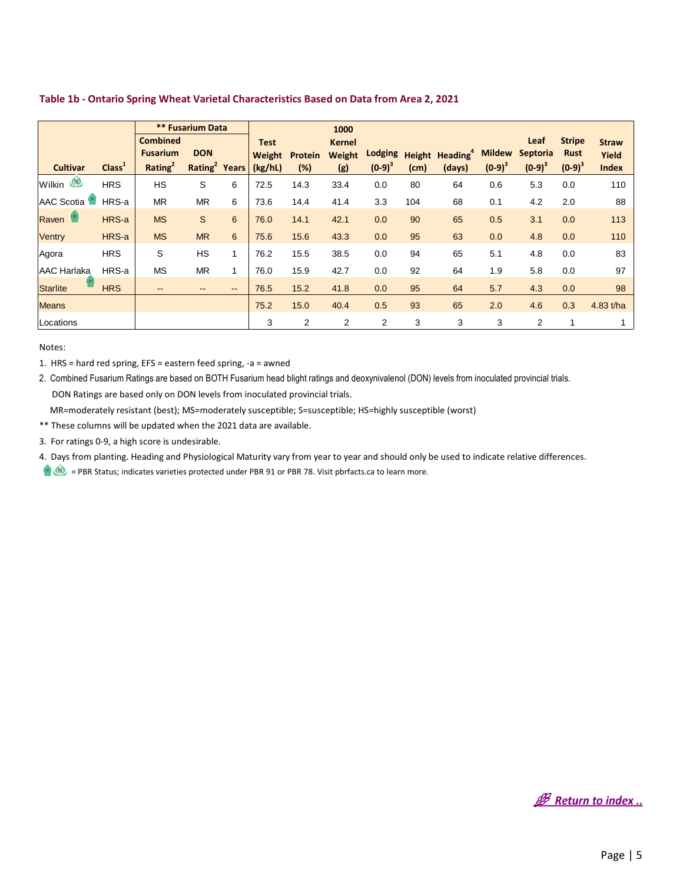## Table 1b - Ontario Spring Wheat Varietal Characteristics Based on Data from Area 2, 2021

| Cultivar | Class[1] | ** Fusarium Data Combined Fusarium Rating[2] | DON Rating[2] | Years | Test Weight (kg/hL) | Protein (%) | 1000 Kernel Weight (g) | Lodging (0-9)[3] | Height (cm) | Heading[4] (days) | Mildew (0-9)[3] | Leaf Septoria (0-9)[3] | Stripe Rust (0-9)[3] | Straw Yield Index |
|---|---|---|---|---|---|---|---|---|---|---|---|---|---|---|
| Wilkin | HRS | HS | S | 6 | 72.5 | 14.3 | 33.4 | 0.0 | 80 | 64 | 0.6 | 5.3 | 0.0 | 110 |
| AAC Scotia | HRS-a | MR | MR | 6 | 73.6 | 14.4 | 41.4 | 3.3 | 104 | 68 | 0.1 | 4.2 | 2.0 | 88 |
| Raven | HRS-a | MS | S | 6 | 76.0 | 14.1 | 42.1 | 0.0 | 90 | 65 | 0.5 | 3.1 | 0.0 | 113 |
| Ventry | HRS-a | MS | MR | 6 | 75.6 | 15.6 | 43.3 | 0.0 | 95 | 63 | 0.0 | 4.8 | 0.0 | 110 |
| Agora | HRS | S | HS | 1 | 76.2 | 15.5 | 38.5 | 0.0 | 94 | 65 | 5.1 | 4.8 | 0.0 | 83 |
| AAC Harlaka | HRS-a | MS | MR | 1 | 76.0 | 15.9 | 42.7 | 0.0 | 92 | 64 | 1.9 | 5.8 | 0.0 | 97 |
| Starlite | HRS | -- | -- | -- | 76.5 | 15.2 | 41.8 | 0.0 | 95 | 64 | 5.7 | 4.3 | 0.0 | 98 |
| Means | | | | | 75.2 | 15.0 | 40.4 | 0.5 | 93 | 65 | 2.0 | 4.6 | 0.3 | 4.83 t/ha |
| Locations | | | | | 3 | 2 | 2 | 2 | 3 | 3 | 3 | 2 | 1 | 1 |

Notes:

1. HRS = hard red spring, EFS = eastern feed spring, -a = awned
2. Combined Fusarium Ratings are based on BOTH Fusarium head blight ratings and deoxynivalenol (DON) levels from inoculated provincial trials.
   DON Ratings are based only on DON levels from inoculated provincial trials.
   MR=moderately resistant (best); MS=moderately susceptible; S=susceptible; HS=highly susceptible (worst)

** These columns will be updated when the 2021 data are available.

3. For ratings 0-9, a high score is undesirable.
4. Days from planting. Heading and Physiological Maturity vary from year to year and should only be used to indicate relative differences.

= PBR Status; indicates varieties protected under PBR 91 or PBR 78. Visit pbrfacts.ca to learn more.

Return to index ..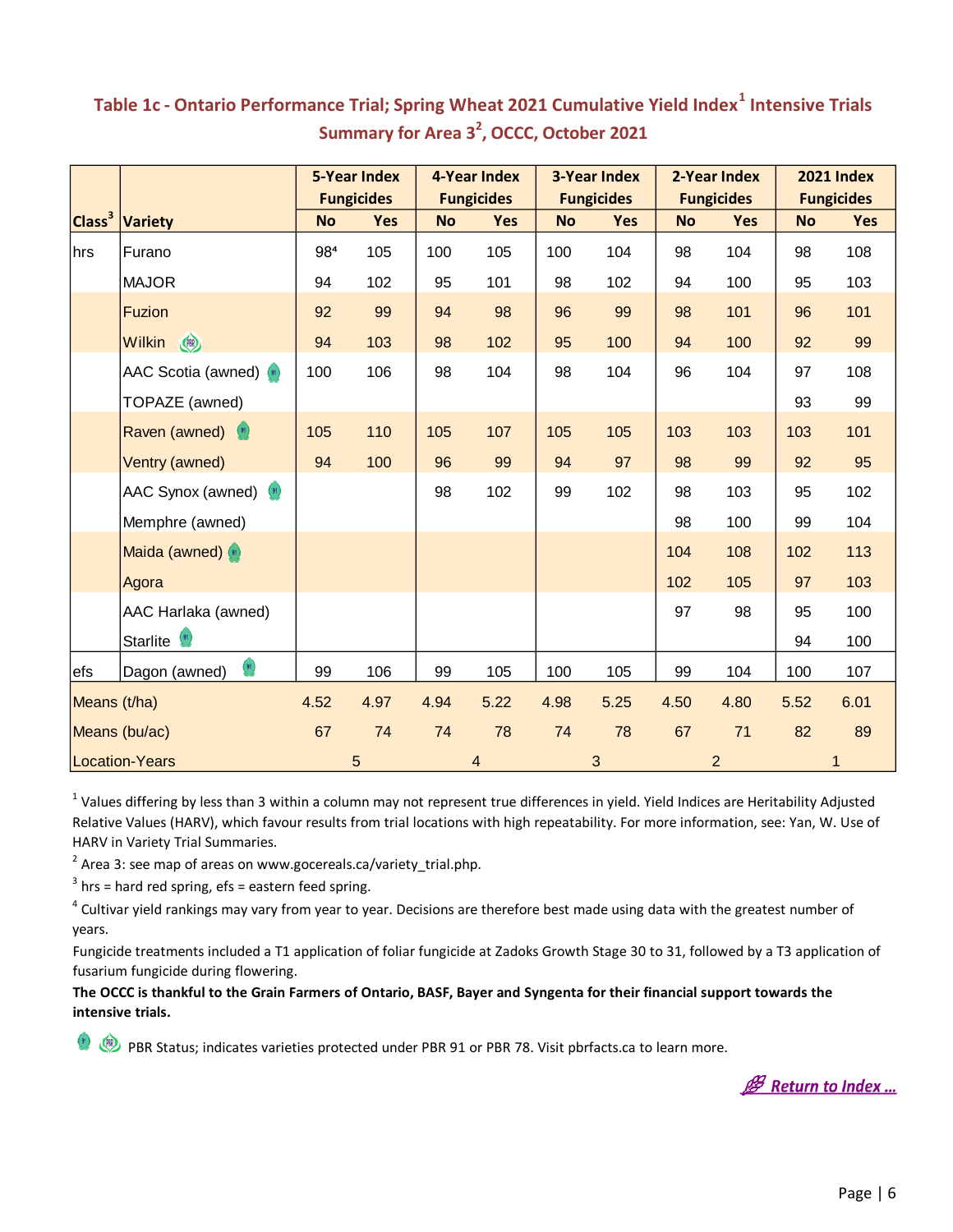## Table 1c - Ontario Performance Trial; Spring Wheat 2021 Cumulative Yield Index[1] Intensive Trials Summary for Area 3[2], OCCC, October 2021

| Class[3] | Variety | 5-Year Index Fungicides | | 4-Year Index Fungicides | | 3-Year Index Fungicides | | 2-Year Index Fungicides | | 2021 Index Fungicides | |
|---|---|---|---|---|---|---|---|---|---|---|---|
| | | No | Yes | No | Yes | No | Yes | No | Yes | No | Yes |
| hrs | Furano | 98[4] | 105 | 100 | 105 | 100 | 104 | 98 | 104 | 98 | 108 |
| | MAJOR | 94 | 102 | 95 | 101 | 98 | 102 | 94 | 100 | 95 | 103 |
| | Fuzion | 92 | 99 | 94 | 98 | 96 | 99 | 98 | 101 | 96 | 101 |
| | Wilkin | 94 | 103 | 98 | 102 | 95 | 100 | 94 | 100 | 92 | 99 |
| | AAC Scotia (awned) | 100 | 106 | 98 | 104 | 98 | 104 | 96 | 104 | 97 | 108 |
| | TOPAZE (awned) | | | | | | | | | 93 | 99 |
| | Raven (awned) | 105 | 110 | 105 | 107 | 105 | 105 | 103 | 103 | 103 | 101 |
| | Ventry (awned) | 94 | 100 | 96 | 99 | 94 | 97 | 98 | 99 | 92 | 95 |
| | AAC Synox (awned) | | | 98 | 102 | 99 | 102 | 98 | 103 | 95 | 102 |
| | Memphre (awned) | | | | | | | 98 | 100 | 99 | 104 |
| | Maida (awned) | | | | | | | 104 | 108 | 102 | 113 |
| | Agora | | | | | | | 102 | 105 | 97 | 103 |
| | AAC Harlaka (awned) | | | | | | | 97 | 98 | 95 | 100 |
| | Starlite | | | | | | | | | 94 | 100 |
| efs | Dagon (awned) | 99 | 106 | 99 | 105 | 100 | 105 | 99 | 104 | 100 | 107 |
| Means (t/ha) | | 4.52 | 4.97 | 4.94 | 5.22 | 4.98 | 5.25 | 4.50 | 4.80 | 5.52 | 6.01 |
| Means (bu/ac) | | 67 | 74 | 74 | 78 | 74 | 78 | 67 | 71 | 82 | 89 |
| Location-Years | | 5 | | 4 | | 3 | | 2 | | 1 | |

[1] Values differing by less than 3 within a column may not represent true differences in yield. Yield Indices are Heritability Adjusted Relative Values (HARV), which favour results from trial locations with high repeatability. For more information, see: Yan, W. Use of HARV in Variety Trial Summaries.

[2] Area 3: see map of areas on www.gocereals.ca/variety_trial.php.

[3] hrs = hard red spring, efs = eastern feed spring.

[4] Cultivar yield rankings may vary from year to year. Decisions are therefore best made using data with the greatest number of years.

Fungicide treatments included a T1 application of foliar fungicide at Zadoks Growth Stage 30 to 31, followed by a T3 application of fusarium fungicide during flowering.

**The OCCC is thankful to the Grain Farmers of Ontario, BASF, Bayer and Syngenta for their financial support towards the intensive trials.**

PBR Status; indicates varieties protected under PBR 91 or PBR 78. Visit pbrfacts.ca to learn more.

Return to Index ...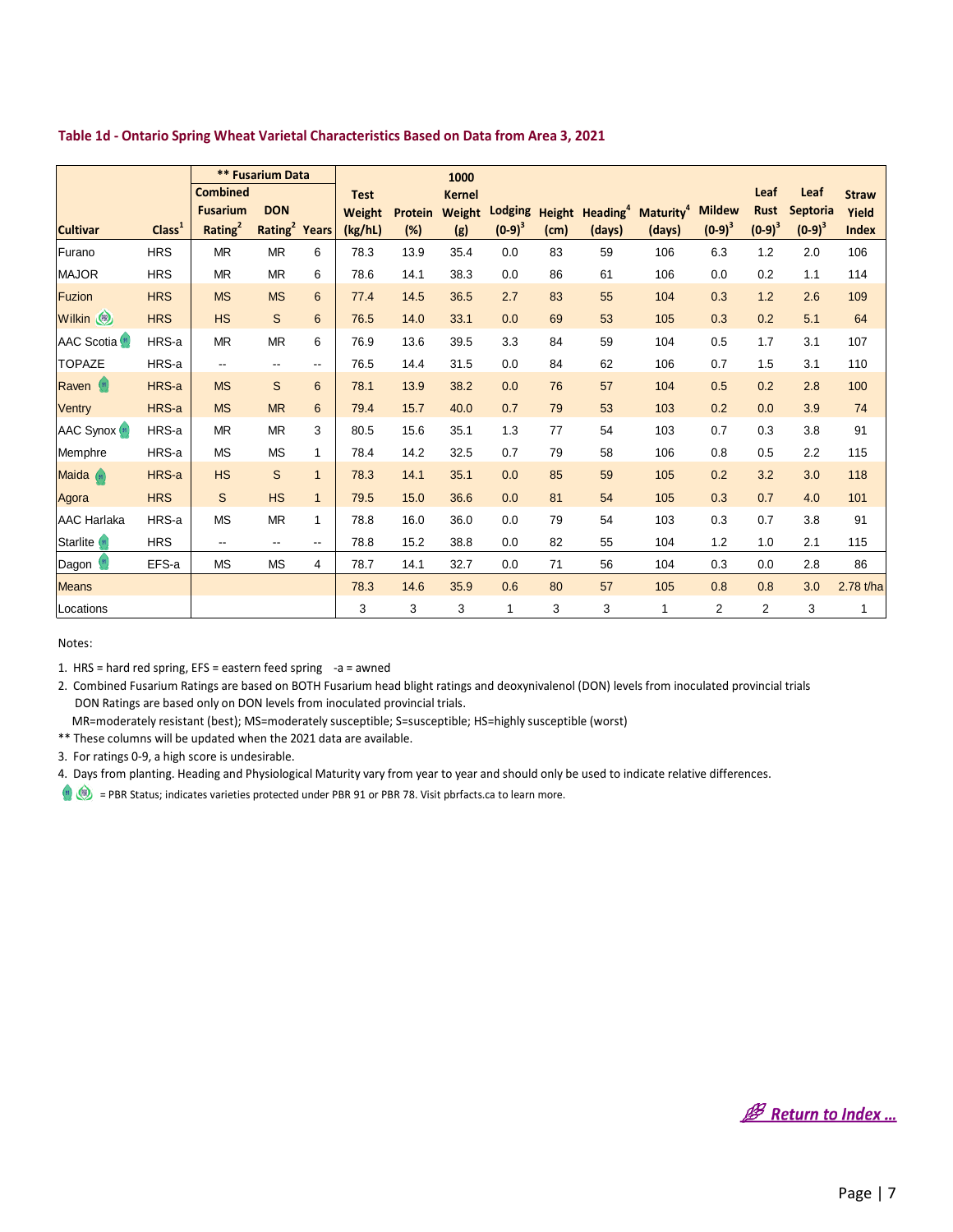## Table 1d - Ontario Spring Wheat Varietal Characteristics Based on Data from Area 3, 2021

| Cultivar | Class[1] | ** Fusarium Data Combined Fusarium Rating[2] | DON Rating[2] | Years | Test Weight (kg/hL) | Protein (%) | 1000 Kernel Weight (g) | Lodging (0-9)[3] | Height (cm) | Heading[4] (days) | Maturity[4] (days) | Mildew (0-9)[3] | Leaf Rust (0-9)[3] | Leaf Septoria (0-9)[3] | Straw Yield Index |
|---|---|---|---|---|---|---|---|---|---|---|---|---|---|---|---|
| Furano | HRS | MR | MR | 6 | 78.3 | 13.9 | 35.4 | 0.0 | 83 | 59 | 106 | 6.3 | 1.2 | 2.0 | 106 |
| MAJOR | HRS | MR | MR | 6 | 78.6 | 14.1 | 38.3 | 0.0 | 86 | 61 | 106 | 0.0 | 0.2 | 1.1 | 114 |
| Fuzion | HRS | MS | MS | 6 | 77.4 | 14.5 | 36.5 | 2.7 | 83 | 55 | 104 | 0.3 | 1.2 | 2.6 | 109 |
| Wilkin | HRS | HS | S | 6 | 76.5 | 14.0 | 33.1 | 0.0 | 69 | 53 | 105 | 0.3 | 0.2 | 5.1 | 64 |
| AAC Scotia | HRS-a | MR | MR | 6 | 76.9 | 13.6 | 39.5 | 3.3 | 84 | 59 | 104 | 0.5 | 1.7 | 3.1 | 107 |
| TOPAZE | HRS-a | -- | -- | -- | 76.5 | 14.4 | 31.5 | 0.0 | 84 | 62 | 106 | 0.7 | 1.5 | 3.1 | 110 |
| Raven | HRS-a | MS | S | 6 | 78.1 | 13.9 | 38.2 | 0.0 | 76 | 57 | 104 | 0.5 | 0.2 | 2.8 | 100 |
| Ventry | HRS-a | MS | MR | 6 | 79.4 | 15.7 | 40.0 | 0.7 | 79 | 53 | 103 | 0.2 | 0.0 | 3.9 | 74 |
| AAC Synox | HRS-a | MR | MR | 3 | 80.5 | 15.6 | 35.1 | 1.3 | 77 | 54 | 103 | 0.7 | 0.3 | 3.8 | 91 |
| Memphre | HRS-a | MS | MS | 1 | 78.4 | 14.2 | 32.5 | 0.7 | 79 | 58 | 106 | 0.8 | 0.5 | 2.2 | 115 |
| Maida | HRS-a | HS | S | 1 | 78.3 | 14.1 | 35.1 | 0.0 | 85 | 59 | 105 | 0.2 | 3.2 | 3.0 | 118 |
| Agora | HRS | S | HS | 1 | 79.5 | 15.0 | 36.6 | 0.0 | 81 | 54 | 105 | 0.3 | 0.7 | 4.0 | 101 |
| AAC Harlaka | HRS-a | MS | MR | 1 | 78.8 | 16.0 | 36.0 | 0.0 | 79 | 54 | 103 | 0.3 | 0.7 | 3.8 | 91 |
| Starlite | HRS | -- | -- | -- | 78.8 | 15.2 | 38.8 | 0.0 | 82 | 55 | 104 | 1.2 | 1.0 | 2.1 | 115 |
| Dagon | EFS-a | MS | MS | 4 | 78.7 | 14.1 | 32.7 | 0.0 | 71 | 56 | 104 | 0.3 | 0.0 | 2.8 | 86 |
| Means | | | | | 78.3 | 14.6 | 35.9 | 0.6 | 80 | 57 | 105 | 0.8 | 0.8 | 3.0 | 2.78 t/ha |
| Locations | | | | | 3 | 3 | 3 | 1 | 3 | 3 | 1 | 2 | 2 | 3 | 1 |

Notes:

1. HRS = hard red spring, EFS = eastern feed spring -a = awned
2. Combined Fusarium Ratings are based on BOTH Fusarium head blight ratings and deoxynivalenol (DON) levels from inoculated provincial trials
   DON Ratings are based only on DON levels from inoculated provincial trials.
   MR=moderately resistant (best); MS=moderately susceptible; S=susceptible; HS=highly susceptible (worst)

** These columns will be updated when the 2021 data are available.

3. For ratings 0-9, a high score is undesirable.
4. Days from planting. Heading and Physiological Maturity vary from year to year and should only be used to indicate relative differences.

= PBR Status; indicates varieties protected under PBR 91 or PBR 78. Visit pbrfacts.ca to learn more.

Return to Index ...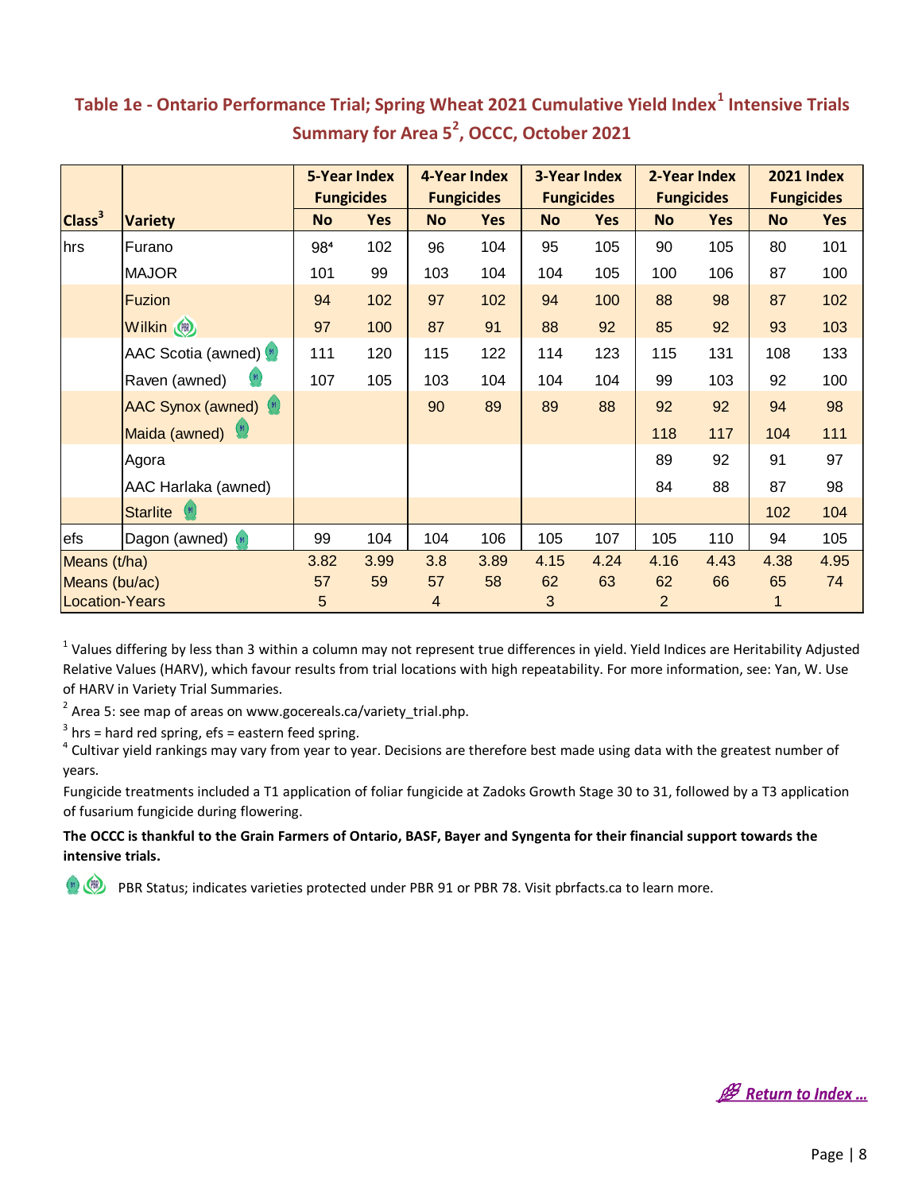## Table 1e - Ontario Performance Trial; Spring Wheat 2021 Cumulative Yield Index[1] Intensive Trials Summary for Area 5[2], OCCC, October 2021

| Class[3] | Variety | 5-Year Index Fungicides | | 4-Year Index Fungicides | | 3-Year Index Fungicides | | 2-Year Index Fungicides | | 2021 Index Fungicides | |
|---|---|---|---|---|---|---|---|---|---|---|---|
| | | No | Yes | No | Yes | No | Yes | No | Yes | No | Yes |
| hrs | Furano | 98[4] | 102 | 96 | 104 | 95 | 105 | 90 | 105 | 80 | 101 |
| | MAJOR | 101 | 99 | 103 | 104 | 104 | 105 | 100 | 106 | 87 | 100 |
| | Fuzion | 94 | 102 | 97 | 102 | 94 | 100 | 88 | 98 | 87 | 102 |
| | Wilkin | 97 | 100 | 87 | 91 | 88 | 92 | 85 | 92 | 93 | 103 |
| | AAC Scotia (awned) | 111 | 120 | 115 | 122 | 114 | 123 | 115 | 131 | 108 | 133 |
| | Raven (awned) | 107 | 105 | 103 | 104 | 104 | 104 | 99 | 103 | 92 | 100 |
| | AAC Synox (awned) | | | 90 | 89 | 89 | 88 | 92 | 92 | 94 | 98 |
| | Maida (awned) | | | | | | | 118 | 117 | 104 | 111 |
| | Agora | | | | | | | 89 | 92 | 91 | 97 |
| | AAC Harlaka (awned) | | | | | | | 84 | 88 | 87 | 98 |
| | Starlite | | | | | | | | | 102 | 104 |
| efs | Dagon (awned) | 99 | 104 | 104 | 106 | 105 | 107 | 105 | 110 | 94 | 105 |
| Means (t/ha) | | 3.82 | 3.99 | 3.8 | 3.89 | 4.15 | 4.24 | 4.16 | 4.43 | 4.38 | 4.95 |
| Means (bu/ac) | | 57 | 59 | 57 | 58 | 62 | 63 | 62 | 66 | 65 | 74 |
| Location-Years | | 5 | | 4 | | 3 | | 2 | | 1 | |

[1] Values differing by less than 3 within a column may not represent true differences in yield. Yield Indices are Heritability Adjusted Relative Values (HARV), which favour results from trial locations with high repeatability. For more information, see: Yan, W. Use of HARV in Variety Trial Summaries.

[2] Area 5: see map of areas on www.gocereals.ca/variety_trial.php.

[3] hrs = hard red spring, efs = eastern feed spring.

[4] Cultivar yield rankings may vary from year to year. Decisions are therefore best made using data with the greatest number of years.

Fungicide treatments included a T1 application of foliar fungicide at Zadoks Growth Stage 30 to 31, followed by a T3 application of fusarium fungicide during flowering.

**The OCCC is thankful to the Grain Farmers of Ontario, BASF, Bayer and Syngenta for their financial support towards the intensive trials.**

PBR Status; indicates varieties protected under PBR 91 or PBR 78. Visit pbrfacts.ca to learn more.

Return to Index ...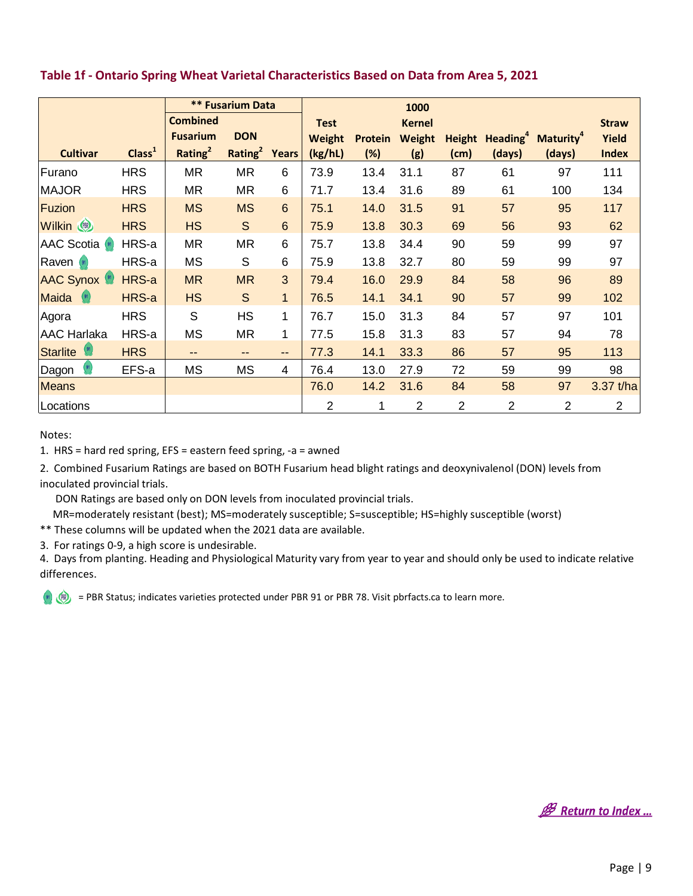## Table 1f - Ontario Spring Wheat Varietal Characteristics Based on Data from Area 5, 2021

| | | ** Fusarium Data | | | | | | | | | |
|---|---|---|---|---|---|---|---|---|---|---|---|
| Cultivar | Class[1] | Combined Fusarium Rating[2] | DON Rating[2] | Years | Test Weight (kg/hL) | Protein (%) | 1000 Kernel Weight (g) | Height (cm) | Heading[4] (days) | Maturity[4] (days) | Straw Yield Index |
| Furano | HRS | MR | MR | 6 | 73.9 | 13.4 | 31.1 | 87 | 61 | 97 | 111 |
| MAJOR | HRS | MR | MR | 6 | 71.7 | 13.4 | 31.6 | 89 | 61 | 100 | 134 |
| Fuzion | HRS | MS | MS | 6 | 75.1 | 14.0 | 31.5 | 91 | 57 | 95 | 117 |
| Wilkin | HRS | HS | S | 6 | 75.9 | 13.8 | 30.3 | 69 | 56 | 93 | 62 |
| AAC Scotia | HRS-a | MR | MR | 6 | 75.7 | 13.8 | 34.4 | 90 | 59 | 99 | 97 |
| Raven | HRS-a | MS | S | 6 | 75.9 | 13.8 | 32.7 | 80 | 59 | 99 | 97 |
| AAC Synox | HRS-a | MR | MR | 3 | 79.4 | 16.0 | 29.9 | 84 | 58 | 96 | 89 |
| Maida | HRS-a | HS | S | 1 | 76.5 | 14.1 | 34.1 | 90 | 57 | 99 | 102 |
| Agora | HRS | S | HS | 1 | 76.7 | 15.0 | 31.3 | 84 | 57 | 97 | 101 |
| AAC Harlaka | HRS-a | MS | MR | 1 | 77.5 | 15.8 | 31.3 | 83 | 57 | 94 | 78 |
| Starlite | HRS | -- | -- | -- | 77.3 | 14.1 | 33.3 | 86 | 57 | 95 | 113 |
| Dagon | EFS-a | MS | MS | 4 | 76.4 | 13.0 | 27.9 | 72 | 59 | 99 | 98 |
| Means | | | | | 76.0 | 14.2 | 31.6 | 84 | 58 | 97 | 3.37 t/ha |
| Locations | | | | | 2 | 1 | 2 | 2 | 2 | 2 | 2 |

Notes:

1. HRS = hard red spring, EFS = eastern feed spring, -a = awned
2. Combined Fusarium Ratings are based on BOTH Fusarium head blight ratings and deoxynivalenol (DON) levels from inoculated provincial trials.

   DON Ratings are based only on DON levels from inoculated provincial trials.

   MR=moderately resistant (best); MS=moderately susceptible; S=susceptible; HS=highly susceptible (worst)

** These columns will be updated when the 2021 data are available.

3. For ratings 0-9, a high score is undesirable.
4. Days from planting. Heading and Physiological Maturity vary from year to year and should only be used to indicate relative differences.

= PBR Status; indicates varieties protected under PBR 91 or PBR 78. Visit pbrfacts.ca to learn more.

Return to Index ...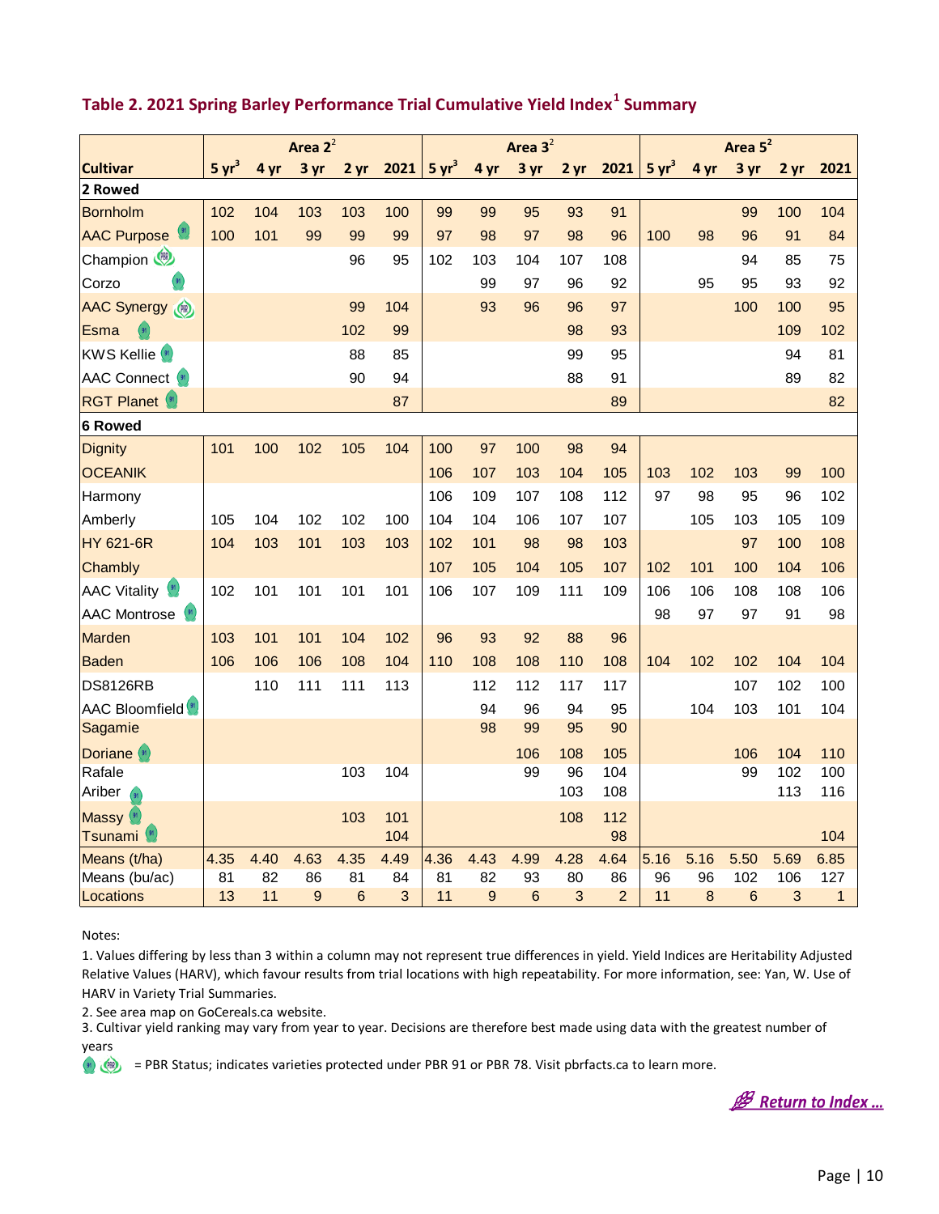## Table 2. 2021 Spring Barley Performance Trial Cumulative Yield Index[1] Summary

| Cultivar | Area 2[2] | | | | | Area 3[2] | | | | | Area 5[2] | | | | |
|---|---|---|---|---|---|---|---|---|---|---|---|---|---|---|---|
| | 5 yr[3] | 4 yr | 3 yr | 2 yr | 2021 | 5 yr[3] | 4 yr | 3 yr | 2 yr | 2021 | 5 yr[3] | 4 yr | 3 yr | 2 yr | 2021 |
| **2 Rowed** | | | | | | | | | | | | | | | |
| Bornholm | 102 | 104 | 103 | 103 | 100 | 99 | 99 | 95 | 93 | 91 | | | 99 | 100 | 104 |
| AAC Purpose | 100 | 101 | 99 | 99 | 99 | 97 | 98 | 97 | 98 | 96 | 100 | 98 | 96 | 91 | 84 |
| Champion | | | | 96 | 95 | 102 | 103 | 104 | 107 | 108 | | | 94 | 85 | 75 |
| Corzo | | | | | | | 99 | 97 | 96 | 92 | | 95 | 95 | 93 | 92 |
| AAC Synergy | | | | 99 | 104 | | 93 | 96 | 96 | 97 | | | 100 | 100 | 95 |
| Esma | | | | 102 | 99 | | | | 98 | 93 | | | | 109 | 102 |
| KWS Kellie | | | | 88 | 85 | | | | 99 | 95 | | | | 94 | 81 |
| AAC Connect | | | | 90 | 94 | | | | 88 | 91 | | | | 89 | 82 |
| RGT Planet | | | | | 87 | | | | | 89 | | | | | 82 |
| **6 Rowed** | | | | | | | | | | | | | | | |
| Dignity | 101 | 100 | 102 | 105 | 104 | 100 | 97 | 100 | 98 | 94 | | | | | |
| OCEANIK | | | | | | 106 | 107 | 103 | 104 | 105 | 103 | 102 | 103 | 99 | 100 |
| Harmony | | | | | | 106 | 109 | 107 | 108 | 112 | 97 | 98 | 95 | 96 | 102 |
| Amberly | 105 | 104 | 102 | 102 | 100 | 104 | 104 | 106 | 107 | 107 | | 105 | 103 | 105 | 109 |
| HY 621-6R | 104 | 103 | 101 | 103 | 103 | 102 | 101 | 98 | 98 | 103 | | | 97 | 100 | 108 |
| Chambly | | | | | | 107 | 105 | 104 | 105 | 107 | 102 | 101 | 100 | 104 | 106 |
| AAC Vitality | 102 | 101 | 101 | 101 | 101 | 106 | 107 | 109 | 111 | 109 | 106 | 106 | 108 | 108 | 106 |
| AAC Montrose | | | | | | | | | | | 98 | 97 | 97 | 91 | 98 |
| Marden | 103 | 101 | 101 | 104 | 102 | 96 | 93 | 92 | 88 | 96 | | | | | |
| Baden | 106 | 106 | 106 | 108 | 104 | 110 | 108 | 108 | 110 | 108 | 104 | 102 | 102 | 104 | 104 |
| DS8126RB | | 110 | 111 | 111 | 113 | | 112 | 112 | 117 | 117 | | | 107 | 102 | 100 |
| AAC Bloomfield | | | | | | | 94 | 96 | 94 | 95 | | 104 | 103 | 101 | 104 |
| Sagamie | | | | | | | 98 | 99 | 95 | 90 | | | | | |
| Doriane | | | | | | | | 106 | 108 | 105 | | | 106 | 104 | 110 |
| Rafale | | | | 103 | 104 | | | 99 | 96 | 104 | | | 99 | 102 | 100 |
| Ariber | | | | | | | | | 103 | 108 | | | | 113 | 116 |
| Massy | | | | 103 | 101 | | | | 108 | 112 | | | | | |
| Tsunami | | | | | 104 | | | | | 98 | | | | | 104 |
| Means (t/ha) | 4.35 | 4.40 | 4.63 | 4.35 | 4.49 | 4.36 | 4.43 | 4.99 | 4.28 | 4.64 | 5.16 | 5.16 | 5.50 | 5.69 | 6.85 |
| Means (bu/ac) | 81 | 82 | 86 | 81 | 84 | 81 | 82 | 93 | 80 | 86 | 96 | 96 | 102 | 106 | 127 |
| Locations | 13 | 11 | 9 | 6 | 3 | 11 | 9 | 6 | 3 | 2 | 11 | 8 | 6 | 3 | 1 |

Notes:

1. Values differing by less than 3 within a column may not represent true differences in yield. Yield Indices are Heritability Adjusted Relative Values (HARV), which favour results from trial locations with high repeatability. For more information, see: Yan, W. Use of HARV in Variety Trial Summaries.
2. See area map on GoCereals.ca website.
3. Cultivar yield ranking may vary from year to year. Decisions are therefore best made using data with the greatest number of years

= PBR Status; indicates varieties protected under PBR 91 or PBR 78. Visit pbrfacts.ca to learn more.

*Return to Index ...*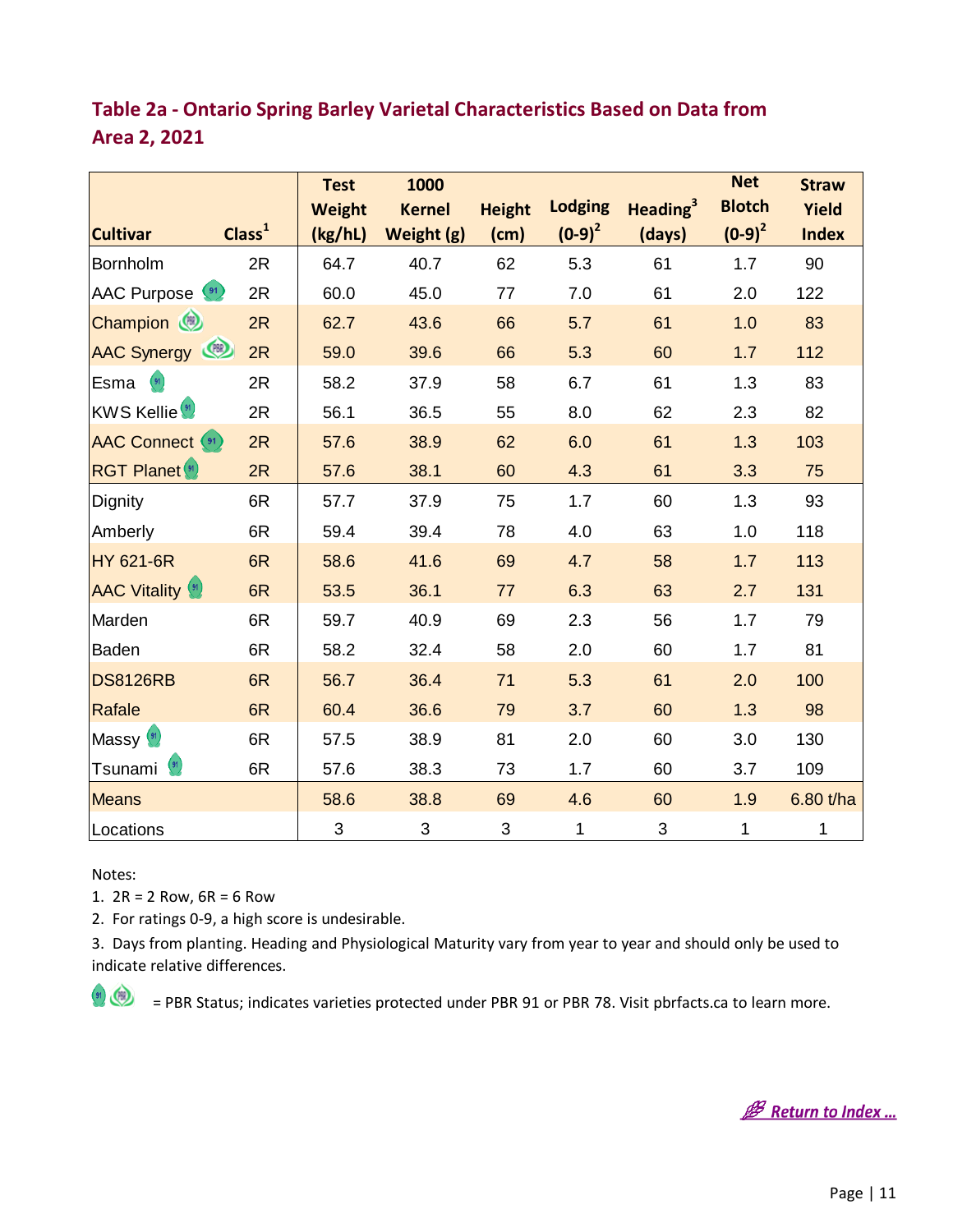## Table 2a - Ontario Spring Barley Varietal Characteristics Based on Data from Area 2, 2021

| Cultivar | Class[1] | Test Weight (kg/hL) | 1000 Kernel Weight (g) | Height (cm) | Lodging (0-9)[2] | Heading[3] (days) | Net Blotch (0-9)[2] | Straw Yield Index |
|---|---|---|---|---|---|---|---|---|
| Bornholm | 2R | 64.7 | 40.7 | 62 | 5.3 | 61 | 1.7 | 90 |
| AAC Purpose | 2R | 60.0 | 45.0 | 77 | 7.0 | 61 | 2.0 | 122 |
| Champion | 2R | 62.7 | 43.6 | 66 | 5.7 | 61 | 1.0 | 83 |
| AAC Synergy | 2R | 59.0 | 39.6 | 66 | 5.3 | 60 | 1.7 | 112 |
| Esma | 2R | 58.2 | 37.9 | 58 | 6.7 | 61 | 1.3 | 83 |
| KWS Kellie | 2R | 56.1 | 36.5 | 55 | 8.0 | 62 | 2.3 | 82 |
| AAC Connect | 2R | 57.6 | 38.9 | 62 | 6.0 | 61 | 1.3 | 103 |
| RGT Planet | 2R | 57.6 | 38.1 | 60 | 4.3 | 61 | 3.3 | 75 |
| Dignity | 6R | 57.7 | 37.9 | 75 | 1.7 | 60 | 1.3 | 93 |
| Amberly | 6R | 59.4 | 39.4 | 78 | 4.0 | 63 | 1.0 | 118 |
| HY 621-6R | 6R | 58.6 | 41.6 | 69 | 4.7 | 58 | 1.7 | 113 |
| AAC Vitality | 6R | 53.5 | 36.1 | 77 | 6.3 | 63 | 2.7 | 131 |
| Marden | 6R | 59.7 | 40.9 | 69 | 2.3 | 56 | 1.7 | 79 |
| Baden | 6R | 58.2 | 32.4 | 58 | 2.0 | 60 | 1.7 | 81 |
| DS8126RB | 6R | 56.7 | 36.4 | 71 | 5.3 | 61 | 2.0 | 100 |
| Rafale | 6R | 60.4 | 36.6 | 79 | 3.7 | 60 | 1.3 | 98 |
| Massy | 6R | 57.5 | 38.9 | 81 | 2.0 | 60 | 3.0 | 130 |
| Tsunami | 6R | 57.6 | 38.3 | 73 | 1.7 | 60 | 3.7 | 109 |
| Means | | 58.6 | 38.8 | 69 | 4.6 | 60 | 1.9 | 6.80 t/ha |
| Locations | | 3 | 3 | 3 | 1 | 3 | 1 | 1 |

Notes:
1. 2R = 2 Row, 6R = 6 Row
2. For ratings 0-9, a high score is undesirable.
3. Days from planting. Heading and Physiological Maturity vary from year to year and should only be used to indicate relative differences.

= PBR Status; indicates varieties protected under PBR 91 or PBR 78. Visit pbrfacts.ca to learn more.

Return to Index ...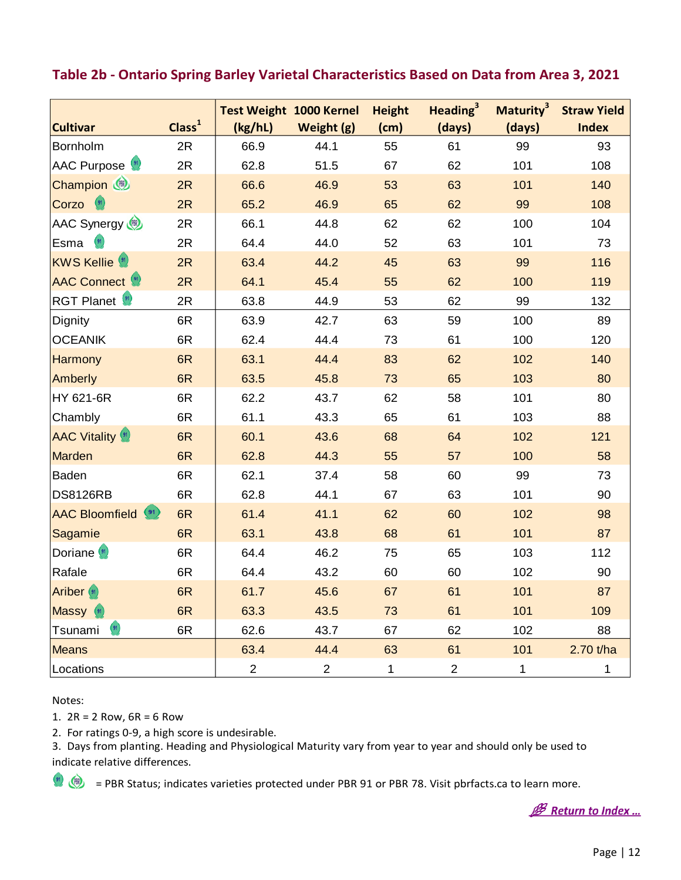## Table 2b - Ontario Spring Barley Varietal Characteristics Based on Data from Area 3, 2021

| Cultivar | Class[1] | Test Weight (kg/hL) | 1000 Kernel Weight (g) | Height (cm) | Heading[3] (days) | Maturity[3] (days) | Straw Yield Index |
|---|---|---|---|---|---|---|---|
| Bornholm | 2R | 66.9 | 44.1 | 55 | 61 | 99 | 93 |
| AAC Purpose | 2R | 62.8 | 51.5 | 67 | 62 | 101 | 108 |
| Champion | 2R | 66.6 | 46.9 | 53 | 63 | 101 | 140 |
| Corzo | 2R | 65.2 | 46.9 | 65 | 62 | 99 | 108 |
| AAC Synergy | 2R | 66.1 | 44.8 | 62 | 62 | 100 | 104 |
| Esma | 2R | 64.4 | 44.0 | 52 | 63 | 101 | 73 |
| KWS Kellie | 2R | 63.4 | 44.2 | 45 | 63 | 99 | 116 |
| AAC Connect | 2R | 64.1 | 45.4 | 55 | 62 | 100 | 119 |
| RGT Planet | 2R | 63.8 | 44.9 | 53 | 62 | 99 | 132 |
| Dignity | 6R | 63.9 | 42.7 | 63 | 59 | 100 | 89 |
| OCEANIK | 6R | 62.4 | 44.4 | 73 | 61 | 100 | 120 |
| Harmony | 6R | 63.1 | 44.4 | 83 | 62 | 102 | 140 |
| Amberly | 6R | 63.5 | 45.8 | 73 | 65 | 103 | 80 |
| HY 621-6R | 6R | 62.2 | 43.7 | 62 | 58 | 101 | 80 |
| Chambly | 6R | 61.1 | 43.3 | 65 | 61 | 103 | 88 |
| AAC Vitality | 6R | 60.1 | 43.6 | 68 | 64 | 102 | 121 |
| Marden | 6R | 62.8 | 44.3 | 55 | 57 | 100 | 58 |
| Baden | 6R | 62.1 | 37.4 | 58 | 60 | 99 | 73 |
| DS8126RB | 6R | 62.8 | 44.1 | 67 | 63 | 101 | 90 |
| AAC Bloomfield | 6R | 61.4 | 41.1 | 62 | 60 | 102 | 98 |
| Sagamie | 6R | 63.1 | 43.8 | 68 | 61 | 101 | 87 |
| Doriane | 6R | 64.4 | 46.2 | 75 | 65 | 103 | 112 |
| Rafale | 6R | 64.4 | 43.2 | 60 | 60 | 102 | 90 |
| Ariber | 6R | 61.7 | 45.6 | 67 | 61 | 101 | 87 |
| Massy | 6R | 63.3 | 43.5 | 73 | 61 | 101 | 109 |
| Tsunami | 6R | 62.6 | 43.7 | 67 | 62 | 102 | 88 |
| Means | | 63.4 | 44.4 | 63 | 61 | 101 | 2.70 t/ha |
| Locations | | 2 | 2 | 1 | 2 | 1 | 1 |

Notes:

1. 2R = 2 Row, 6R = 6 Row
2. For ratings 0-9, a high score is undesirable.
3. Days from planting. Heading and Physiological Maturity vary from year to year and should only be used to indicate relative differences.

= PBR Status; indicates varieties protected under PBR 91 or PBR 78. Visit pbrfacts.ca to learn more.

*Return to Index ...*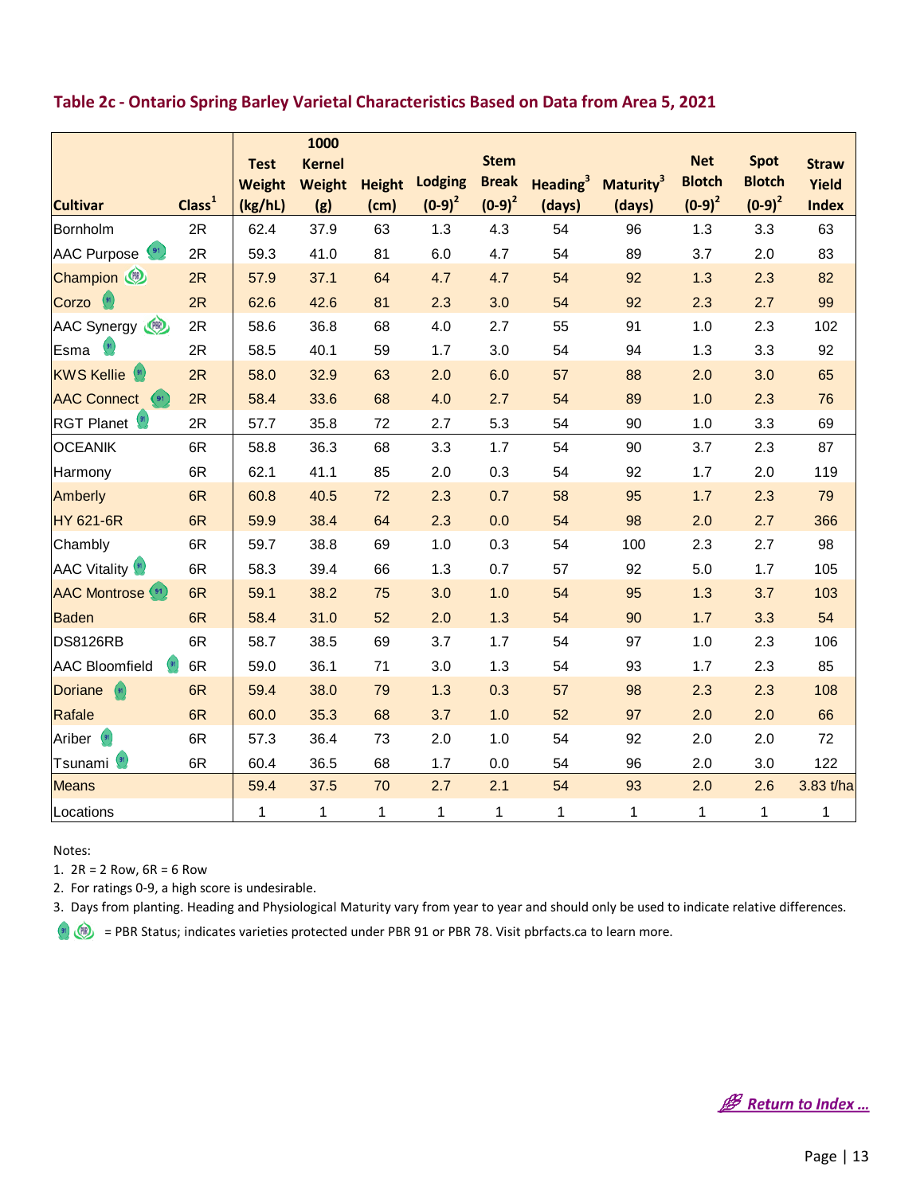## Table 2c - Ontario Spring Barley Varietal Characteristics Based on Data from Area 5, 2021

| Cultivar | Class[1] | Test Weight (kg/hL) | 1000 Kernel Weight (g) | Height (cm) | Lodging (0-9)[2] | Stem Break (0-9)[2] | Heading[3] (days) | Maturity[3] (days) | Net Blotch (0-9)[2] | Spot Blotch (0-9)[2] | Straw Yield Index |
|---|---|---|---|---|---|---|---|---|---|---|---|
| Bornholm | 2R | 62.4 | 37.9 | 63 | 1.3 | 4.3 | 54 | 96 | 1.3 | 3.3 | 63 |
| AAC Purpose | 2R | 59.3 | 41.0 | 81 | 6.0 | 4.7 | 54 | 89 | 3.7 | 2.0 | 83 |
| Champion | 2R | 57.9 | 37.1 | 64 | 4.7 | 4.7 | 54 | 92 | 1.3 | 2.3 | 82 |
| Corzo | 2R | 62.6 | 42.6 | 81 | 2.3 | 3.0 | 54 | 92 | 2.3 | 2.7 | 99 |
| AAC Synergy | 2R | 58.6 | 36.8 | 68 | 4.0 | 2.7 | 55 | 91 | 1.0 | 2.3 | 102 |
| Esma | 2R | 58.5 | 40.1 | 59 | 1.7 | 3.0 | 54 | 94 | 1.3 | 3.3 | 92 |
| KWS Kellie | 2R | 58.0 | 32.9 | 63 | 2.0 | 6.0 | 57 | 88 | 2.0 | 3.0 | 65 |
| AAC Connect | 2R | 58.4 | 33.6 | 68 | 4.0 | 2.7 | 54 | 89 | 1.0 | 2.3 | 76 |
| RGT Planet | 2R | 57.7 | 35.8 | 72 | 2.7 | 5.3 | 54 | 90 | 1.0 | 3.3 | 69 |
| OCEANIK | 6R | 58.8 | 36.3 | 68 | 3.3 | 1.7 | 54 | 90 | 3.7 | 2.3 | 87 |
| Harmony | 6R | 62.1 | 41.1 | 85 | 2.0 | 0.3 | 54 | 92 | 1.7 | 2.0 | 119 |
| Amberly | 6R | 60.8 | 40.5 | 72 | 2.3 | 0.7 | 58 | 95 | 1.7 | 2.3 | 79 |
| HY 621-6R | 6R | 59.9 | 38.4 | 64 | 2.3 | 0.0 | 54 | 98 | 2.0 | 2.7 | 366 |
| Chambly | 6R | 59.7 | 38.8 | 69 | 1.0 | 0.3 | 54 | 100 | 2.3 | 2.7 | 98 |
| AAC Vitality | 6R | 58.3 | 39.4 | 66 | 1.3 | 0.7 | 57 | 92 | 5.0 | 1.7 | 105 |
| AAC Montrose | 6R | 59.1 | 38.2 | 75 | 3.0 | 1.0 | 54 | 95 | 1.3 | 3.7 | 103 |
| Baden | 6R | 58.4 | 31.0 | 52 | 2.0 | 1.3 | 54 | 90 | 1.7 | 3.3 | 54 |
| DS8126RB | 6R | 58.7 | 38.5 | 69 | 3.7 | 1.7 | 54 | 97 | 1.0 | 2.3 | 106 |
| AAC Bloomfield | 6R | 59.0 | 36.1 | 71 | 3.0 | 1.3 | 54 | 93 | 1.7 | 2.3 | 85 |
| Doriane | 6R | 59.4 | 38.0 | 79 | 1.3 | 0.3 | 57 | 98 | 2.3 | 2.3 | 108 |
| Rafale | 6R | 60.0 | 35.3 | 68 | 3.7 | 1.0 | 52 | 97 | 2.0 | 2.0 | 66 |
| Ariber | 6R | 57.3 | 36.4 | 73 | 2.0 | 1.0 | 54 | 92 | 2.0 | 2.0 | 72 |
| Tsunami | 6R | 60.4 | 36.5 | 68 | 1.7 | 0.0 | 54 | 96 | 2.0 | 3.0 | 122 |
| Means | | 59.4 | 37.5 | 70 | 2.7 | 2.1 | 54 | 93 | 2.0 | 2.6 | 3.83 t/ha |
| Locations | | 1 | 1 | 1 | 1 | 1 | 1 | 1 | 1 | 1 | 1 |

Notes:

1. 2R = 2 Row, 6R = 6 Row
2. For ratings 0-9, a high score is undesirable.
3. Days from planting. Heading and Physiological Maturity vary from year to year and should only be used to indicate relative differences.

= PBR Status; indicates varieties protected under PBR 91 or PBR 78. Visit pbrfacts.ca to learn more.

*Return to Index ...*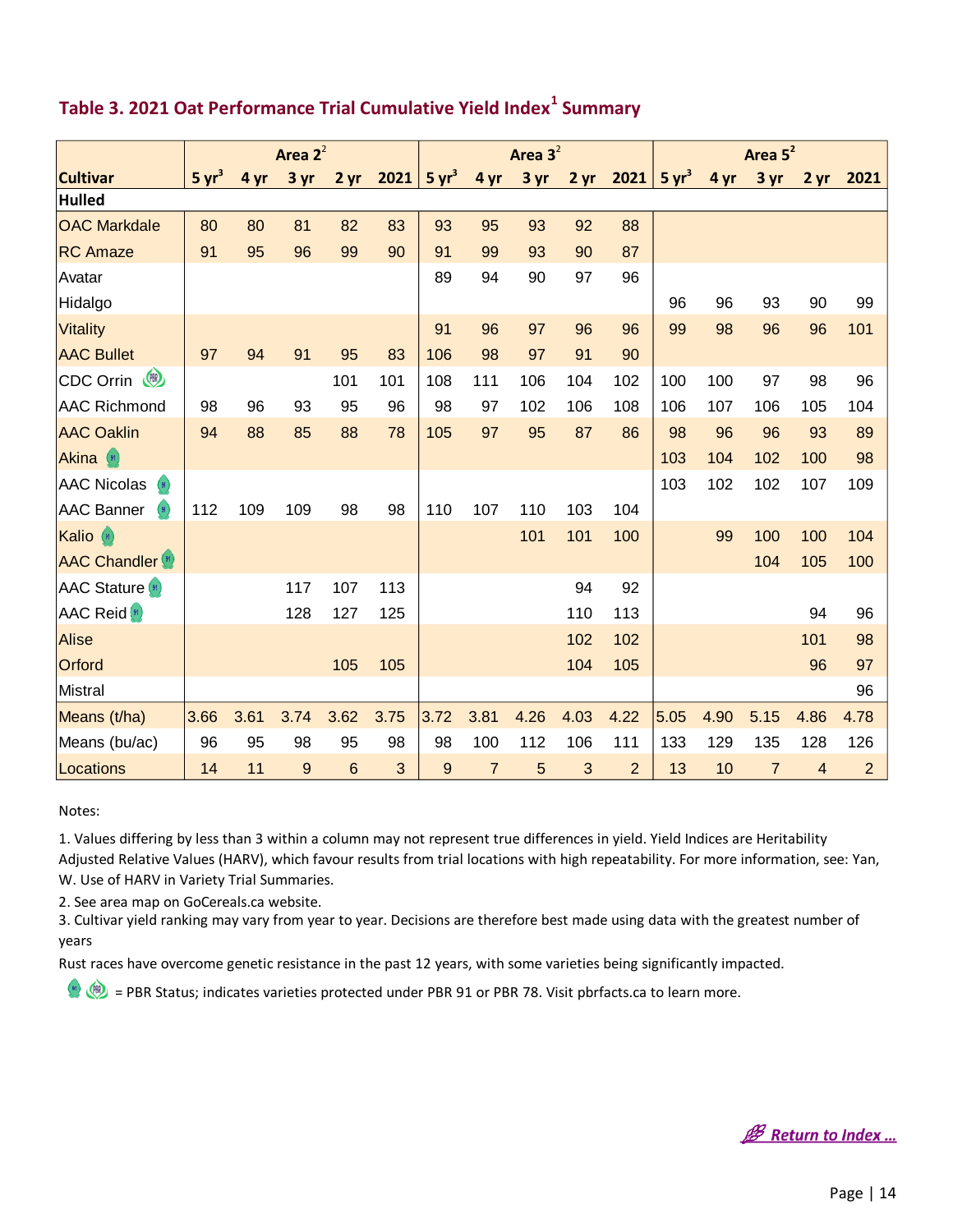## Table 3. 2021 Oat Performance Trial Cumulative Yield Index[1] Summary

| Cultivar | Area 2[2] | | | | | Area 3[2] | | | | | Area 5[2] | | | | |
|---|---|---|---|---|---|---|---|---|---|---|---|---|---|---|---|
| | 5 yr[3] | 4 yr | 3 yr | 2 yr | 2021 | 5 yr[3] | 4 yr | 3 yr | 2 yr | 2021 | 5 yr[3] | 4 yr | 3 yr | 2 yr | 2021 |
| **Hulled** | | | | | | | | | | | | | | | |
| OAC Markdale | 80 | 80 | 81 | 82 | 83 | 93 | 95 | 93 | 92 | 88 | | | | | |
| RC Amaze | 91 | 95 | 96 | 99 | 90 | 91 | 99 | 93 | 90 | 87 | | | | | |
| Avatar | | | | | | 89 | 94 | 90 | 97 | 96 | | | | | |
| Hidalgo | | | | | | | | | | | 96 | 96 | 93 | 90 | 99 |
| Vitality | | | | | | 91 | 96 | 97 | 96 | 96 | 99 | 98 | 96 | 96 | 101 |
| AAC Bullet | 97 | 94 | 91 | 95 | 83 | 106 | 98 | 97 | 91 | 90 | | | | | |
| CDC Orrin | | | | 101 | 101 | 108 | 111 | 106 | 104 | 102 | 100 | 100 | 97 | 98 | 96 |
| AAC Richmond | 98 | 96 | 93 | 95 | 96 | 98 | 97 | 102 | 106 | 108 | 106 | 107 | 106 | 105 | 104 |
| AAC Oaklin | 94 | 88 | 85 | 88 | 78 | 105 | 97 | 95 | 87 | 86 | 98 | 96 | 96 | 93 | 89 |
| Akina | | | | | | | | | | | 103 | 104 | 102 | 100 | 98 |
| AAC Nicolas | | | | | | | | | | | 103 | 102 | 102 | 107 | 109 |
| AAC Banner | 112 | 109 | 109 | 98 | 98 | 110 | 107 | 110 | 103 | 104 | | | | | |
| Kalio | | | | | | | | 101 | 101 | 100 | | 99 | 100 | 100 | 104 |
| AAC Chandler | | | | | | | | | | | | | 104 | 105 | 100 |
| AAC Stature | | | 117 | 107 | 113 | | | | 94 | 92 | | | | | |
| AAC Reid | | | 128 | 127 | 125 | | | | 110 | 113 | | | | 94 | 96 |
| Alise | | | | | | | | | 102 | 102 | | | | 101 | 98 |
| Orford | | | | 105 | 105 | | | | 104 | 105 | | | | 96 | 97 |
| Mistral | | | | | | | | | | | | | | | 96 |
| Means (t/ha) | 3.66 | 3.61 | 3.74 | 3.62 | 3.75 | 3.72 | 3.81 | 4.26 | 4.03 | 4.22 | 5.05 | 4.90 | 5.15 | 4.86 | 4.78 |
| Means (bu/ac) | 96 | 95 | 98 | 95 | 98 | 98 | 100 | 112 | 106 | 111 | 133 | 129 | 135 | 128 | 126 |
| Locations | 14 | 11 | 9 | 6 | 3 | 9 | 7 | 5 | 3 | 2 | 13 | 10 | 7 | 4 | 2 |

Notes:

1. Values differing by less than 3 within a column may not represent true differences in yield. Yield Indices are Heritability Adjusted Relative Values (HARV), which favour results from trial locations with high repeatability. For more information, see: Yan, W. Use of HARV in Variety Trial Summaries.
2. See area map on GoCereals.ca website.
3. Cultivar yield ranking may vary from year to year. Decisions are therefore best made using data with the greatest number of years

Rust races have overcome genetic resistance in the past 12 years, with some varieties being significantly impacted.

= PBR Status; indicates varieties protected under PBR 91 or PBR 78. Visit pbrfacts.ca to learn more.

*Return to Index …*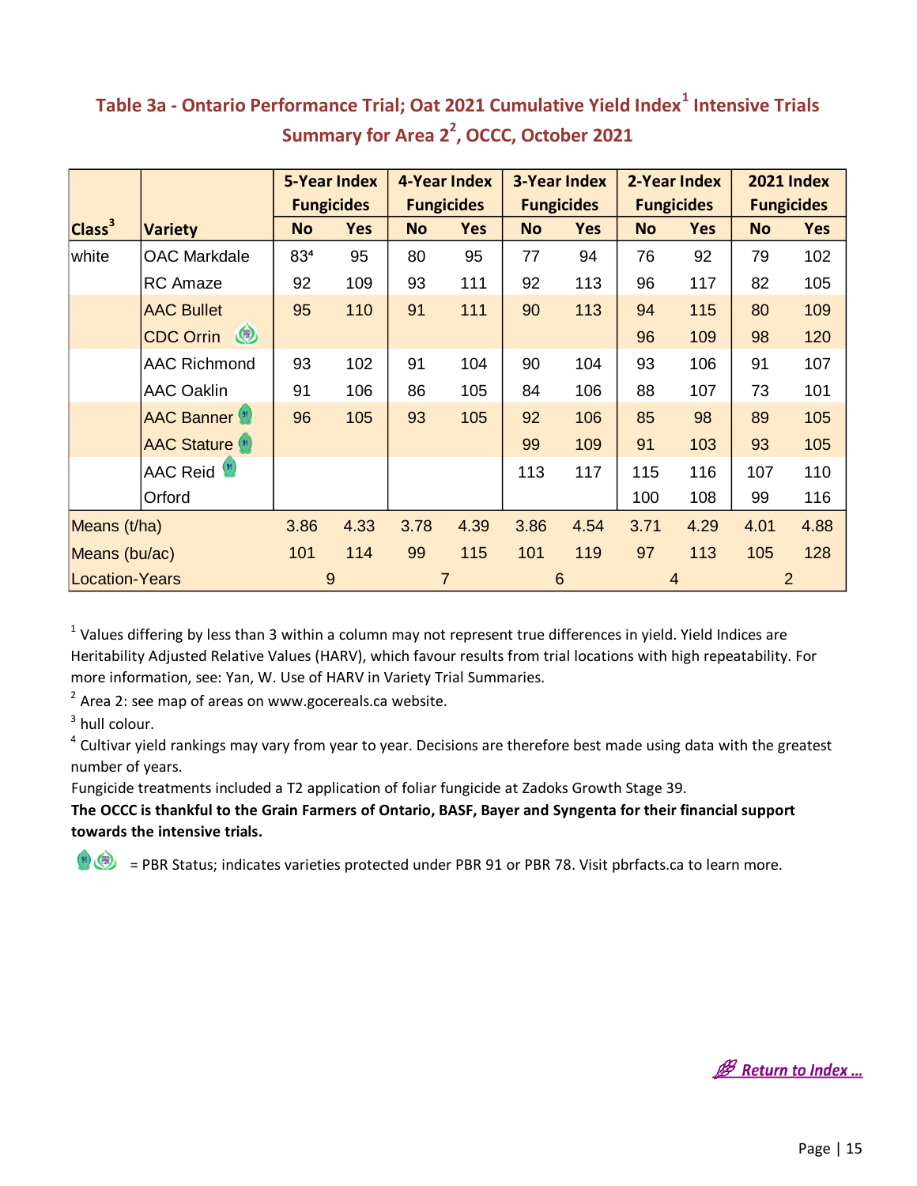## Table 3a - Ontario Performance Trial; Oat 2021 Cumulative Yield Index[1] Intensive Trials Summary for Area 2[2], OCCC, October 2021

| Class[3] | Variety | 5-Year Index Fungicides | | 4-Year Index Fungicides | | 3-Year Index Fungicides | | 2-Year Index Fungicides | | 2021 Index Fungicides | |
|---|---|---|---|---|---|---|---|---|---|---|---|
| | | No | Yes | No | Yes | No | Yes | No | Yes | No | Yes |
| white | OAC Markdale | 83[4] | 95 | 80 | 95 | 77 | 94 | 76 | 92 | 79 | 102 |
| | RC Amaze | 92 | 109 | 93 | 111 | 92 | 113 | 96 | 117 | 82 | 105 |
| | AAC Bullet | 95 | 110 | 91 | 111 | 90 | 113 | 94 | 115 | 80 | 109 |
| | CDC Orrin | | | | | | | 96 | 109 | 98 | 120 |
| | AAC Richmond | 93 | 102 | 91 | 104 | 90 | 104 | 93 | 106 | 91 | 107 |
| | AAC Oaklin | 91 | 106 | 86 | 105 | 84 | 106 | 88 | 107 | 73 | 101 |
| | AAC Banner | 96 | 105 | 93 | 105 | 92 | 106 | 85 | 98 | 89 | 105 |
| | AAC Stature | | | | | 99 | 109 | 91 | 103 | 93 | 105 |
| | AAC Reid | | | | | 113 | 117 | 115 | 116 | 107 | 110 |
| | Orford | | | | | | | 100 | 108 | 99 | 116 |
| Means (t/ha) | | 3.86 | 4.33 | 3.78 | 4.39 | 3.86 | 4.54 | 3.71 | 4.29 | 4.01 | 4.88 |
| Means (bu/ac) | | 101 | 114 | 99 | 115 | 101 | 119 | 97 | 113 | 105 | 128 |
| Location-Years | | 9 | | 7 | | 6 | | 4 | | 2 | |

[1] Values differing by less than 3 within a column may not represent true differences in yield. Yield Indices are Heritability Adjusted Relative Values (HARV), which favour results from trial locations with high repeatability. For more information, see: Yan, W. Use of HARV in Variety Trial Summaries.

[2] Area 2: see map of areas on www.gocereals.ca website.

[3] hull colour.

[4] Cultivar yield rankings may vary from year to year. Decisions are therefore best made using data with the greatest number of years.

Fungicide treatments included a T2 application of foliar fungicide at Zadoks Growth Stage 39.

**The OCCC is thankful to the Grain Farmers of Ontario, BASF, Bayer and Syngenta for their financial support towards the intensive trials.**

= PBR Status; indicates varieties protected under PBR 91 or PBR 78. Visit pbrfacts.ca to learn more.

Return to Index ...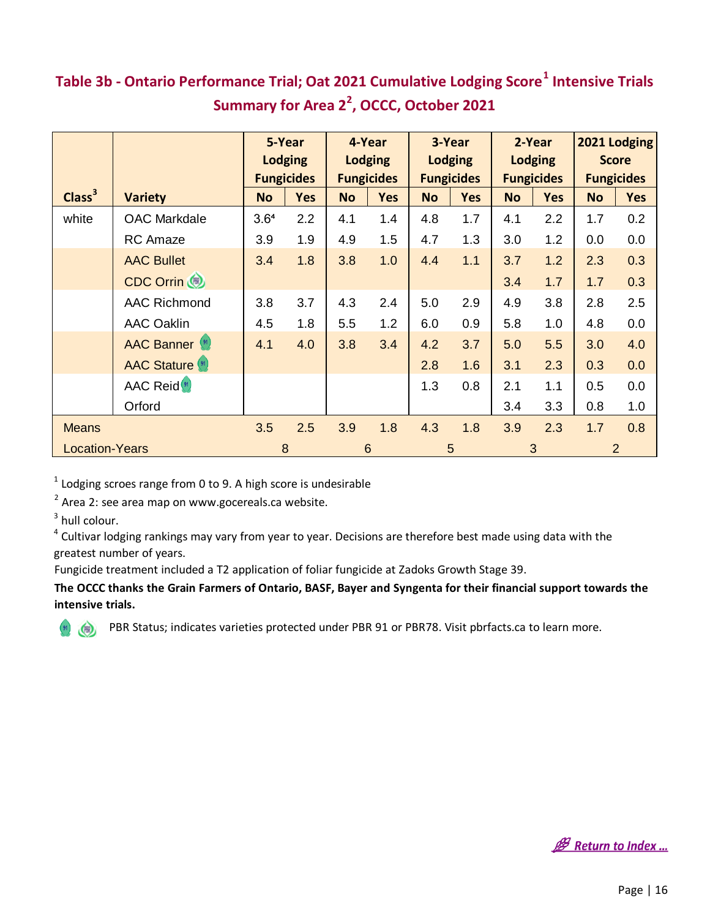## Table 3b - Ontario Performance Trial; Oat 2021 Cumulative Lodging Score[1] Intensive Trials Summary for Area 2[2], OCCC, October 2021

| Class[3] | Variety | 5-Year Lodging Fungicides | | 4-Year Lodging Fungicides | | 3-Year Lodging Fungicides | | 2-Year Lodging Fungicides | | 2021 Lodging Score Fungicides | |
|---|---|---|---|---|---|---|---|---|---|---|---|
| | | No | Yes | No | Yes | No | Yes | No | Yes | No | Yes |
| white | OAC Markdale | 3.6[4] | 2.2 | 4.1 | 1.4 | 4.8 | 1.7 | 4.1 | 2.2 | 1.7 | 0.2 |
| | RC Amaze | 3.9 | 1.9 | 4.9 | 1.5 | 4.7 | 1.3 | 3.0 | 1.2 | 0.0 | 0.0 |
| | AAC Bullet | 3.4 | 1.8 | 3.8 | 1.0 | 4.4 | 1.1 | 3.7 | 1.2 | 2.3 | 0.3 |
| | CDC Orrin | | | | | | | 3.4 | 1.7 | 1.7 | 0.3 |
| | AAC Richmond | 3.8 | 3.7 | 4.3 | 2.4 | 5.0 | 2.9 | 4.9 | 3.8 | 2.8 | 2.5 |
| | AAC Oaklin | 4.5 | 1.8 | 5.5 | 1.2 | 6.0 | 0.9 | 5.8 | 1.0 | 4.8 | 0.0 |
| | AAC Banner | 4.1 | 4.0 | 3.8 | 3.4 | 4.2 | 3.7 | 5.0 | 5.5 | 3.0 | 4.0 |
| | AAC Stature | | | | | 2.8 | 1.6 | 3.1 | 2.3 | 0.3 | 0.0 |
| | AAC Reid | | | | | 1.3 | 0.8 | 2.1 | 1.1 | 0.5 | 0.0 |
| | Orford | | | | | | | 3.4 | 3.3 | 0.8 | 1.0 |
| Means | | 3.5 | 2.5 | 3.9 | 1.8 | 4.3 | 1.8 | 3.9 | 2.3 | 1.7 | 0.8 |
| Location-Years | | 8 | | 6 | | 5 | | 3 | | 2 | |

[1] Lodging scroes range from 0 to 9. A high score is undesirable

[2] Area 2: see area map on www.gocereals.ca website.

[3] hull colour.

[4] Cultivar lodging rankings may vary from year to year. Decisions are therefore best made using data with the greatest number of years.

Fungicide treatment included a T2 application of foliar fungicide at Zadoks Growth Stage 39.

**The OCCC thanks the Grain Farmers of Ontario, BASF, Bayer and Syngenta for their financial support towards the intensive trials.**

PBR Status; indicates varieties protected under PBR 91 or PBR78. Visit pbrfacts.ca to learn more.

Return to Index …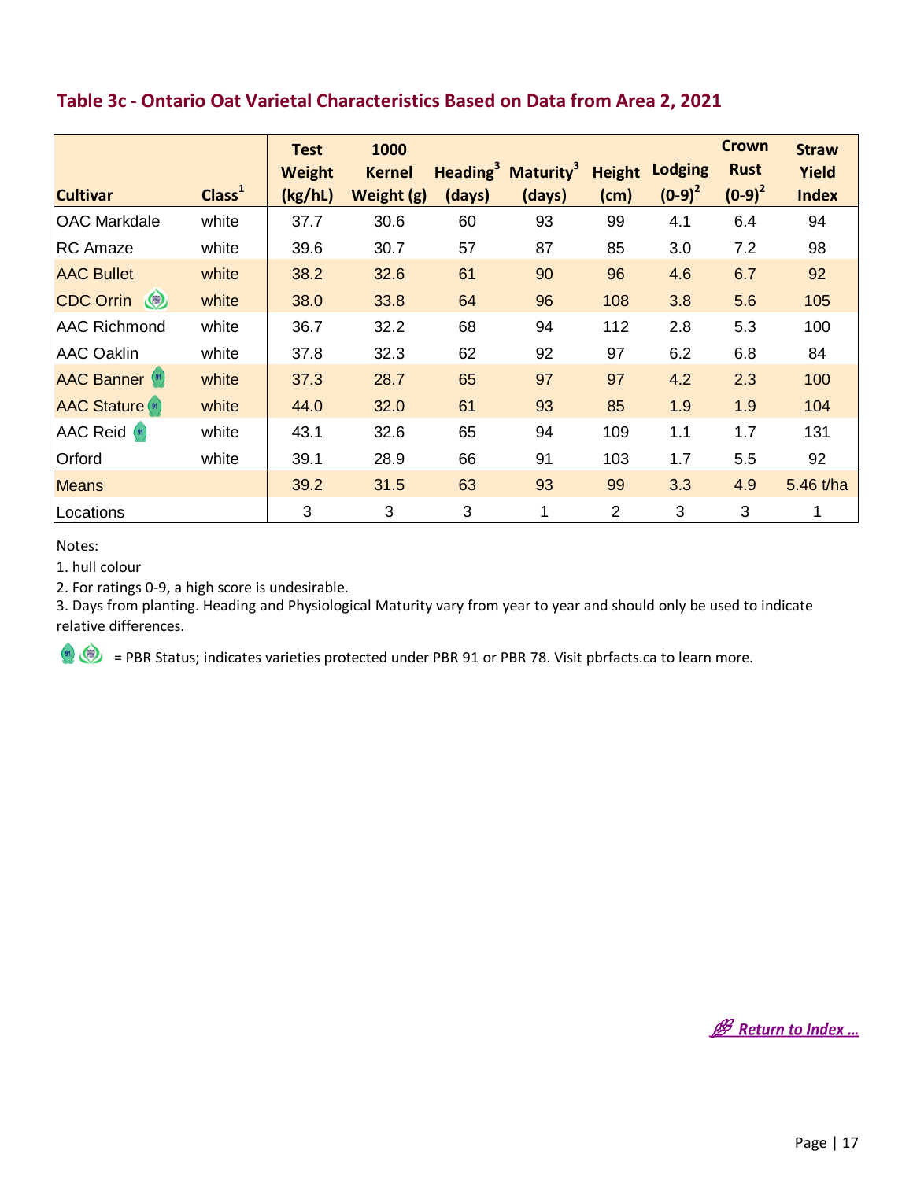## Table 3c - Ontario Oat Varietal Characteristics Based on Data from Area 2, 2021

| Cultivar | Class[1] | Test Weight (kg/hL) | 1000 Kernel Weight (g) | Heading[3] (days) | Maturity[3] (days) | Height (cm) | Lodging (0-9)[2] | Crown Rust (0-9)[2] | Straw Yield Index |
|---|---|---|---|---|---|---|---|---|---|
| OAC Markdale | white | 37.7 | 30.6 | 60 | 93 | 99 | 4.1 | 6.4 | 94 |
| RC Amaze | white | 39.6 | 30.7 | 57 | 87 | 85 | 3.0 | 7.2 | 98 |
| AAC Bullet | white | 38.2 | 32.6 | 61 | 90 | 96 | 4.6 | 6.7 | 92 |
| CDC Orrin | white | 38.0 | 33.8 | 64 | 96 | 108 | 3.8 | 5.6 | 105 |
| AAC Richmond | white | 36.7 | 32.2 | 68 | 94 | 112 | 2.8 | 5.3 | 100 |
| AAC Oaklin | white | 37.8 | 32.3 | 62 | 92 | 97 | 6.2 | 6.8 | 84 |
| AAC Banner | white | 37.3 | 28.7 | 65 | 97 | 97 | 4.2 | 2.3 | 100 |
| AAC Stature | white | 44.0 | 32.0 | 61 | 93 | 85 | 1.9 | 1.9 | 104 |
| AAC Reid | white | 43.1 | 32.6 | 65 | 94 | 109 | 1.1 | 1.7 | 131 |
| Orford | white | 39.1 | 28.9 | 66 | 91 | 103 | 1.7 | 5.5 | 92 |
| Means | | 39.2 | 31.5 | 63 | 93 | 99 | 3.3 | 4.9 | 5.46 t/ha |
| Locations | | 3 | 3 | 3 | 1 | 2 | 3 | 3 | 1 |

Notes:

1. hull colour
2. For ratings 0-9, a high score is undesirable.
3. Days from planting. Heading and Physiological Maturity vary from year to year and should only be used to indicate relative differences.

= PBR Status; indicates varieties protected under PBR 91 or PBR 78. Visit pbrfacts.ca to learn more.

*Return to Index ...*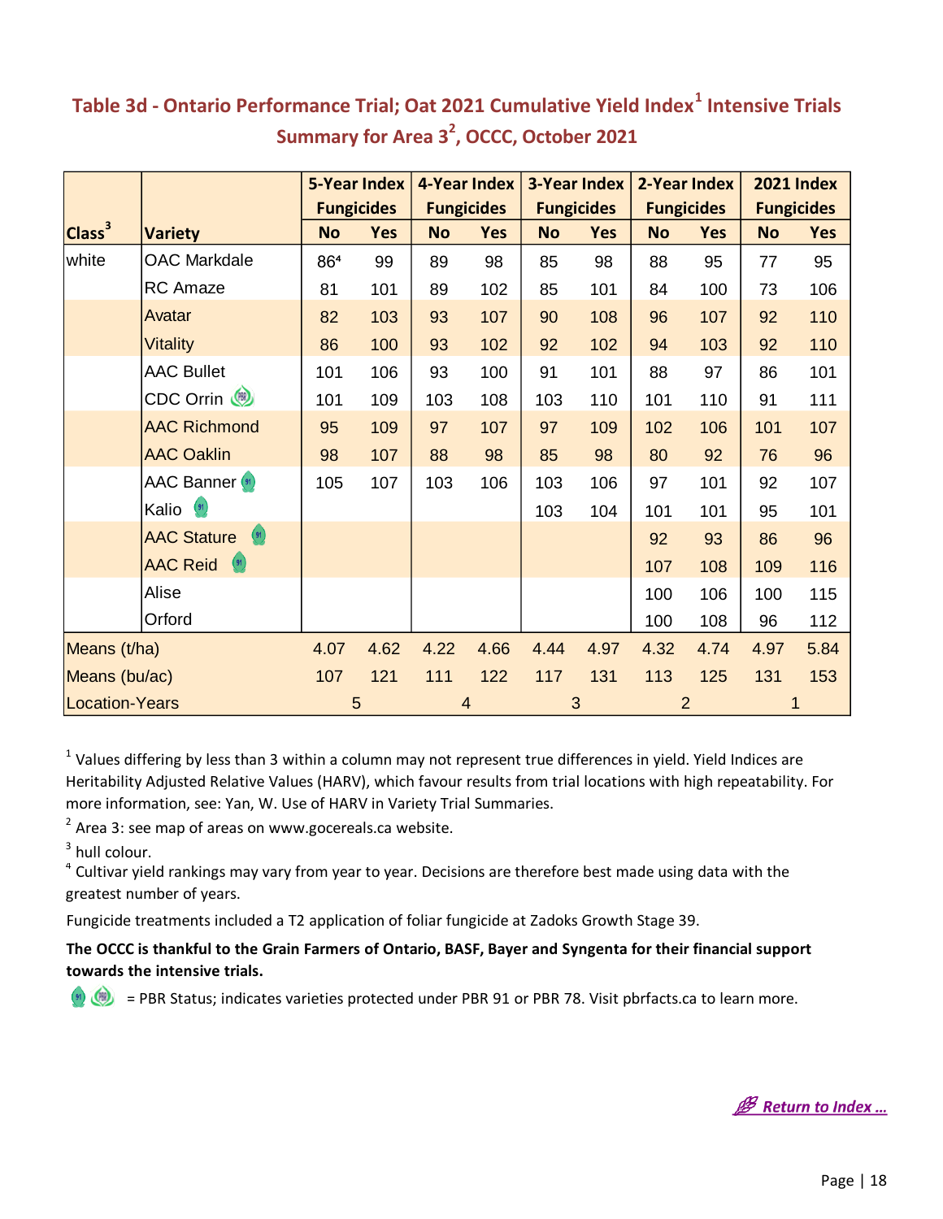## Table 3d - Ontario Performance Trial; Oat 2021 Cumulative Yield Index[1] Intensive Trials Summary for Area 3[2], OCCC, October 2021

| Class[3] | Variety | 5-Year Index Fungicides | | 4-Year Index Fungicides | | 3-Year Index Fungicides | | 2-Year Index Fungicides | | 2021 Index Fungicides | |
|---|---|---|---|---|---|---|---|---|---|---|---|
| | | No | Yes | No | Yes | No | Yes | No | Yes | No | Yes |
| white | OAC Markdale | 86[4] | 99 | 89 | 98 | 85 | 98 | 88 | 95 | 77 | 95 |
| | RC Amaze | 81 | 101 | 89 | 102 | 85 | 101 | 84 | 100 | 73 | 106 |
| | Avatar | 82 | 103 | 93 | 107 | 90 | 108 | 96 | 107 | 92 | 110 |
| | Vitality | 86 | 100 | 93 | 102 | 92 | 102 | 94 | 103 | 92 | 110 |
| | AAC Bullet | 101 | 106 | 93 | 100 | 91 | 101 | 88 | 97 | 86 | 101 |
| | CDC Orrin | 101 | 109 | 103 | 108 | 103 | 110 | 101 | 110 | 91 | 111 |
| | AAC Richmond | 95 | 109 | 97 | 107 | 97 | 109 | 102 | 106 | 101 | 107 |
| | AAC Oaklin | 98 | 107 | 88 | 98 | 85 | 98 | 80 | 92 | 76 | 96 |
| | AAC Banner | 105 | 107 | 103 | 106 | 103 | 106 | 97 | 101 | 92 | 107 |
| | Kalio | | | | | 103 | 104 | 101 | 101 | 95 | 101 |
| | AAC Stature | | | | | | | 92 | 93 | 86 | 96 |
| | AAC Reid | | | | | | | 107 | 108 | 109 | 116 |
| | Alise | | | | | | | 100 | 106 | 100 | 115 |
| | Orford | | | | | | | 100 | 108 | 96 | 112 |
| Means (t/ha) | | 4.07 | 4.62 | 4.22 | 4.66 | 4.44 | 4.97 | 4.32 | 4.74 | 4.97 | 5.84 |
| Means (bu/ac) | | 107 | 121 | 111 | 122 | 117 | 131 | 113 | 125 | 131 | 153 |
| Location-Years | | 5 | | 4 | | 3 | | 2 | | 1 | |

[1] Values differing by less than 3 within a column may not represent true differences in yield. Yield Indices are Heritability Adjusted Relative Values (HARV), which favour results from trial locations with high repeatability. For more information, see: Yan, W. Use of HARV in Variety Trial Summaries.

[2] Area 3: see map of areas on www.gocereals.ca website.

[3] hull colour.

[4] Cultivar yield rankings may vary from year to year. Decisions are therefore best made using data with the greatest number of years.

Fungicide treatments included a T2 application of foliar fungicide at Zadoks Growth Stage 39.

**The OCCC is thankful to the Grain Farmers of Ontario, BASF, Bayer and Syngenta for their financial support towards the intensive trials.**

= PBR Status; indicates varieties protected under PBR 91 or PBR 78. Visit pbrfacts.ca to learn more.

*Return to Index ...*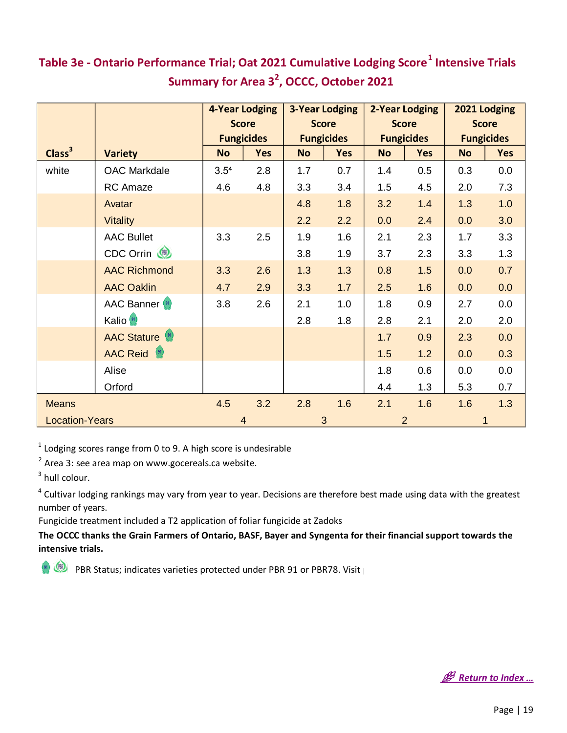## Table 3e - Ontario Performance Trial; Oat 2021 Cumulative Lodging Score[1] Intensive Trials Summary for Area 3[2], OCCC, October 2021

| Class[3] | Variety | 4-Year Lodging Score Fungicides | | 3-Year Lodging Score Fungicides | | 2-Year Lodging Score Fungicides | | 2021 Lodging Score Fungicides | |
|---|---|---|---|---|---|---|---|---|---|
| | | No | Yes | No | Yes | No | Yes | No | Yes |
| white | OAC Markdale | 3.5[4] | 2.8 | 1.7 | 0.7 | 1.4 | 0.5 | 0.3 | 0.0 |
| | RC Amaze | 4.6 | 4.8 | 3.3 | 3.4 | 1.5 | 4.5 | 2.0 | 7.3 |
| | Avatar | | | 4.8 | 1.8 | 3.2 | 1.4 | 1.3 | 1.0 |
| | Vitality | | | 2.2 | 2.2 | 0.0 | 2.4 | 0.0 | 3.0 |
| | AAC Bullet | 3.3 | 2.5 | 1.9 | 1.6 | 2.1 | 2.3 | 1.7 | 3.3 |
| | CDC Orrin | | | 3.8 | 1.9 | 3.7 | 2.3 | 3.3 | 1.3 |
| | AAC Richmond | 3.3 | 2.6 | 1.3 | 1.3 | 0.8 | 1.5 | 0.0 | 0.7 |
| | AAC Oaklin | 4.7 | 2.9 | 3.3 | 1.7 | 2.5 | 1.6 | 0.0 | 0.0 |
| | AAC Banner | 3.8 | 2.6 | 2.1 | 1.0 | 1.8 | 0.9 | 2.7 | 0.0 |
| | Kalio | | | 2.8 | 1.8 | 2.8 | 2.1 | 2.0 | 2.0 |
| | AAC Stature | | | | | 1.7 | 0.9 | 2.3 | 0.0 |
| | AAC Reid | | | | | 1.5 | 1.2 | 0.0 | 0.3 |
| | Alise | | | | | 1.8 | 0.6 | 0.0 | 0.0 |
| | Orford | | | | | 4.4 | 1.3 | 5.3 | 0.7 |
| Means | | 4.5 | 3.2 | 2.8 | 1.6 | 2.1 | 1.6 | 1.6 | 1.3 |
| Location-Years | | 4 | | 3 | | 2 | | 1 | |

[1] Lodging scores range from 0 to 9. A high score is undesirable

[2] Area 3: see area map on www.gocereals.ca website.

[3] hull colour.

[4] Cultivar lodging rankings may vary from year to year. Decisions are therefore best made using data with the greatest number of years.

Fungicide treatment included a T2 application of foliar fungicide at Zadoks

**The OCCC thanks the Grain Farmers of Ontario, BASF, Bayer and Syngenta for their financial support towards the intensive trials.**

PBR Status; indicates varieties protected under PBR 91 or PBR78. Visit

*Return to Index …*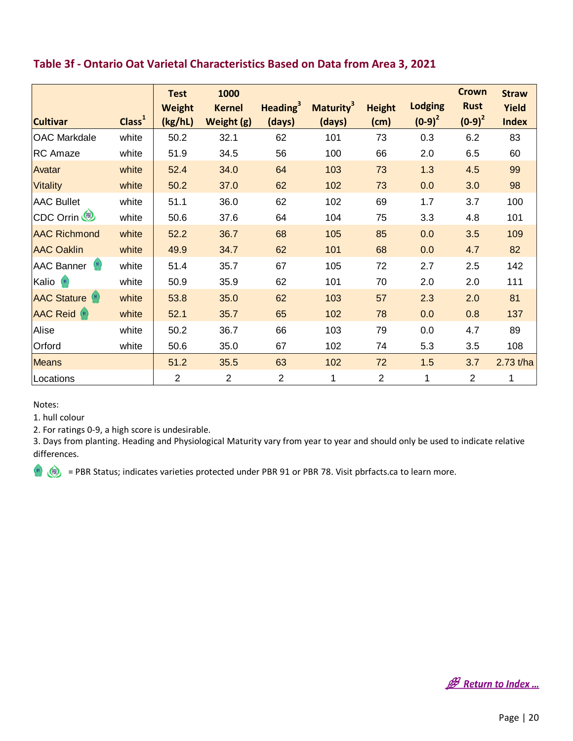## Table 3f - Ontario Oat Varietal Characteristics Based on Data from Area 3, 2021

| Cultivar | Class[1] | Test Weight (kg/hL) | 1000 Kernel Weight (g) | Heading[3] (days) | Maturity[3] (days) | Height (cm) | Lodging (0-9)[2] | Crown Rust (0-9)[2] | Straw Yield Index |
|---|---|---|---|---|---|---|---|---|---|
| OAC Markdale | white | 50.2 | 32.1 | 62 | 101 | 73 | 0.3 | 6.2 | 83 |
| RC Amaze | white | 51.9 | 34.5 | 56 | 100 | 66 | 2.0 | 6.5 | 60 |
| Avatar | white | 52.4 | 34.0 | 64 | 103 | 73 | 1.3 | 4.5 | 99 |
| Vitality | white | 50.2 | 37.0 | 62 | 102 | 73 | 0.0 | 3.0 | 98 |
| AAC Bullet | white | 51.1 | 36.0 | 62 | 102 | 69 | 1.7 | 3.7 | 100 |
| CDC Orrin | white | 50.6 | 37.6 | 64 | 104 | 75 | 3.3 | 4.8 | 101 |
| AAC Richmond | white | 52.2 | 36.7 | 68 | 105 | 85 | 0.0 | 3.5 | 109 |
| AAC Oaklin | white | 49.9 | 34.7 | 62 | 101 | 68 | 0.0 | 4.7 | 82 |
| AAC Banner | white | 51.4 | 35.7 | 67 | 105 | 72 | 2.7 | 2.5 | 142 |
| Kalio | white | 50.9 | 35.9 | 62 | 101 | 70 | 2.0 | 2.0 | 111 |
| AAC Stature | white | 53.8 | 35.0 | 62 | 103 | 57 | 2.3 | 2.0 | 81 |
| AAC Reid | white | 52.1 | 35.7 | 65 | 102 | 78 | 0.0 | 0.8 | 137 |
| Alise | white | 50.2 | 36.7 | 66 | 103 | 79 | 0.0 | 4.7 | 89 |
| Orford | white | 50.6 | 35.0 | 67 | 102 | 74 | 5.3 | 3.5 | 108 |
| Means | | 51.2 | 35.5 | 63 | 102 | 72 | 1.5 | 3.7 | 2.73 t/ha |
| Locations | | 2 | 2 | 2 | 1 | 2 | 1 | 2 | 1 |

Notes:

1. hull colour
2. For ratings 0-9, a high score is undesirable.
3. Days from planting. Heading and Physiological Maturity vary from year to year and should only be used to indicate relative differences.

= PBR Status; indicates varieties protected under PBR 91 or PBR 78. Visit pbrfacts.ca to learn more.

*Return to Index ...*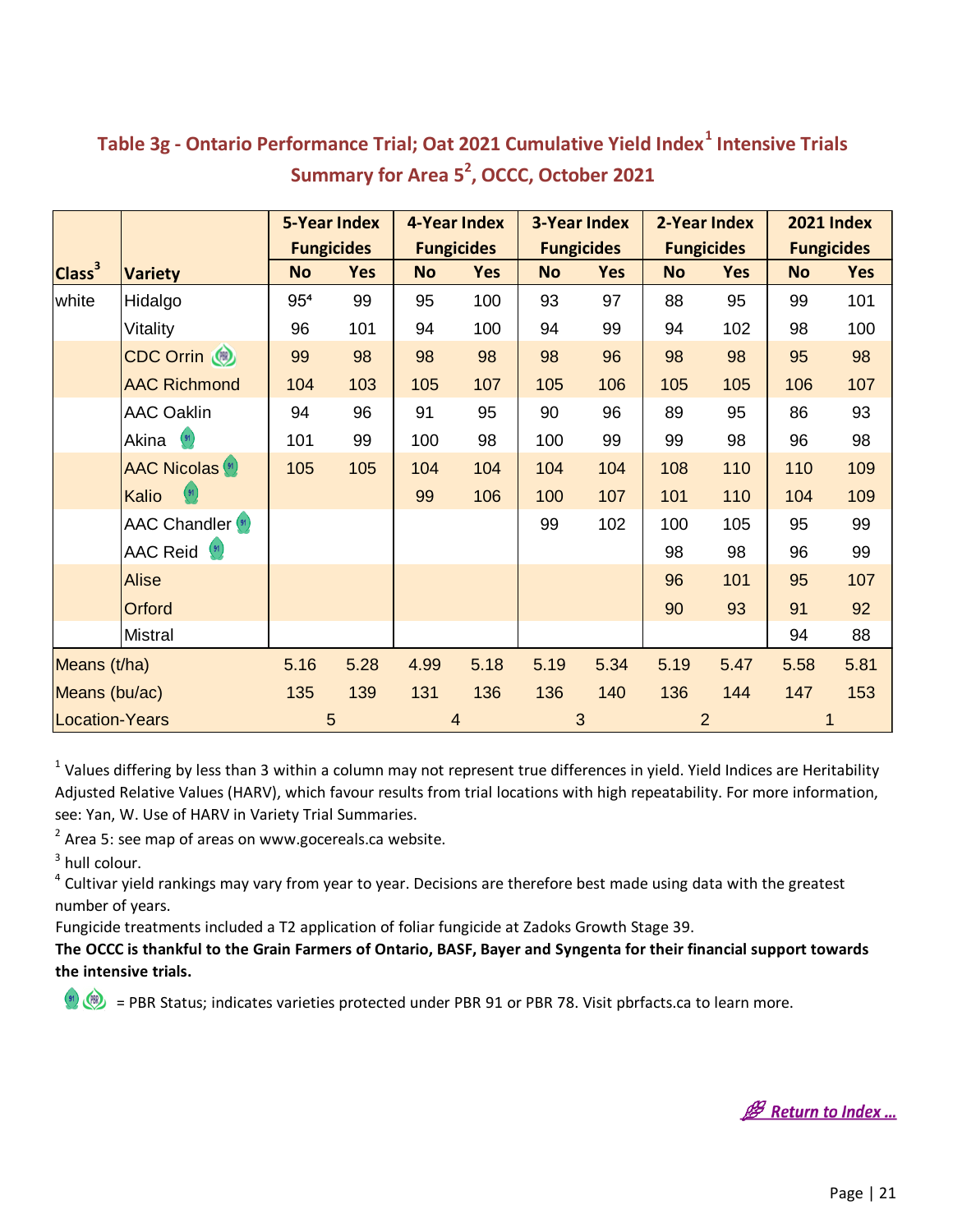## Table 3g - Ontario Performance Trial; Oat 2021 Cumulative Yield Index[1] Intensive Trials Summary for Area 5[2], OCCC, October 2021

| | | 5-Year Index Fungicides | | 4-Year Index Fungicides | | 3-Year Index Fungicides | | 2-Year Index Fungicides | | 2021 Index Fungicides | |
|---|---|---|---|---|---|---|---|---|---|---|---|
| Class[3] | Variety | No | Yes | No | Yes | No | Yes | No | Yes | No | Yes |
| white | Hidalgo | 95[4] | 99 | 95 | 100 | 93 | 97 | 88 | 95 | 99 | 101 |
| | Vitality | 96 | 101 | 94 | 100 | 94 | 99 | 94 | 102 | 98 | 100 |
| | CDC Orrin | 99 | 98 | 98 | 98 | 98 | 96 | 98 | 98 | 95 | 98 |
| | AAC Richmond | 104 | 103 | 105 | 107 | 105 | 106 | 105 | 105 | 106 | 107 |
| | AAC Oaklin | 94 | 96 | 91 | 95 | 90 | 96 | 89 | 95 | 86 | 93 |
| | Akina | 101 | 99 | 100 | 98 | 100 | 99 | 99 | 98 | 96 | 98 |
| | AAC Nicolas | 105 | 105 | 104 | 104 | 104 | 104 | 108 | 110 | 110 | 109 |
| | Kalio | | | 99 | 106 | 100 | 107 | 101 | 110 | 104 | 109 |
| | AAC Chandler | | | | | 99 | 102 | 100 | 105 | 95 | 99 |
| | AAC Reid | | | | | | | 98 | 98 | 96 | 99 |
| | Alise | | | | | | | 96 | 101 | 95 | 107 |
| | Orford | | | | | | | 90 | 93 | 91 | 92 |
| | Mistral | | | | | | | | | 94 | 88 |
| Means (t/ha) | | 5.16 | 5.28 | 4.99 | 5.18 | 5.19 | 5.34 | 5.19 | 5.47 | 5.58 | 5.81 |
| Means (bu/ac) | | 135 | 139 | 131 | 136 | 136 | 140 | 136 | 144 | 147 | 153 |
| Location-Years | | 5 | | 4 | | 3 | | 2 | | 1 | |

[1] Values differing by less than 3 within a column may not represent true differences in yield. Yield Indices are Heritability Adjusted Relative Values (HARV), which favour results from trial locations with high repeatability. For more information, see: Yan, W. Use of HARV in Variety Trial Summaries.

[2] Area 5: see map of areas on www.gocereals.ca website.

[3] hull colour.

[4] Cultivar yield rankings may vary from year to year. Decisions are therefore best made using data with the greatest number of years.

Fungicide treatments included a T2 application of foliar fungicide at Zadoks Growth Stage 39.

**The OCCC is thankful to the Grain Farmers of Ontario, BASF, Bayer and Syngenta for their financial support towards the intensive trials.**

= PBR Status; indicates varieties protected under PBR 91 or PBR 78. Visit pbrfacts.ca to learn more.

*Return to Index ...*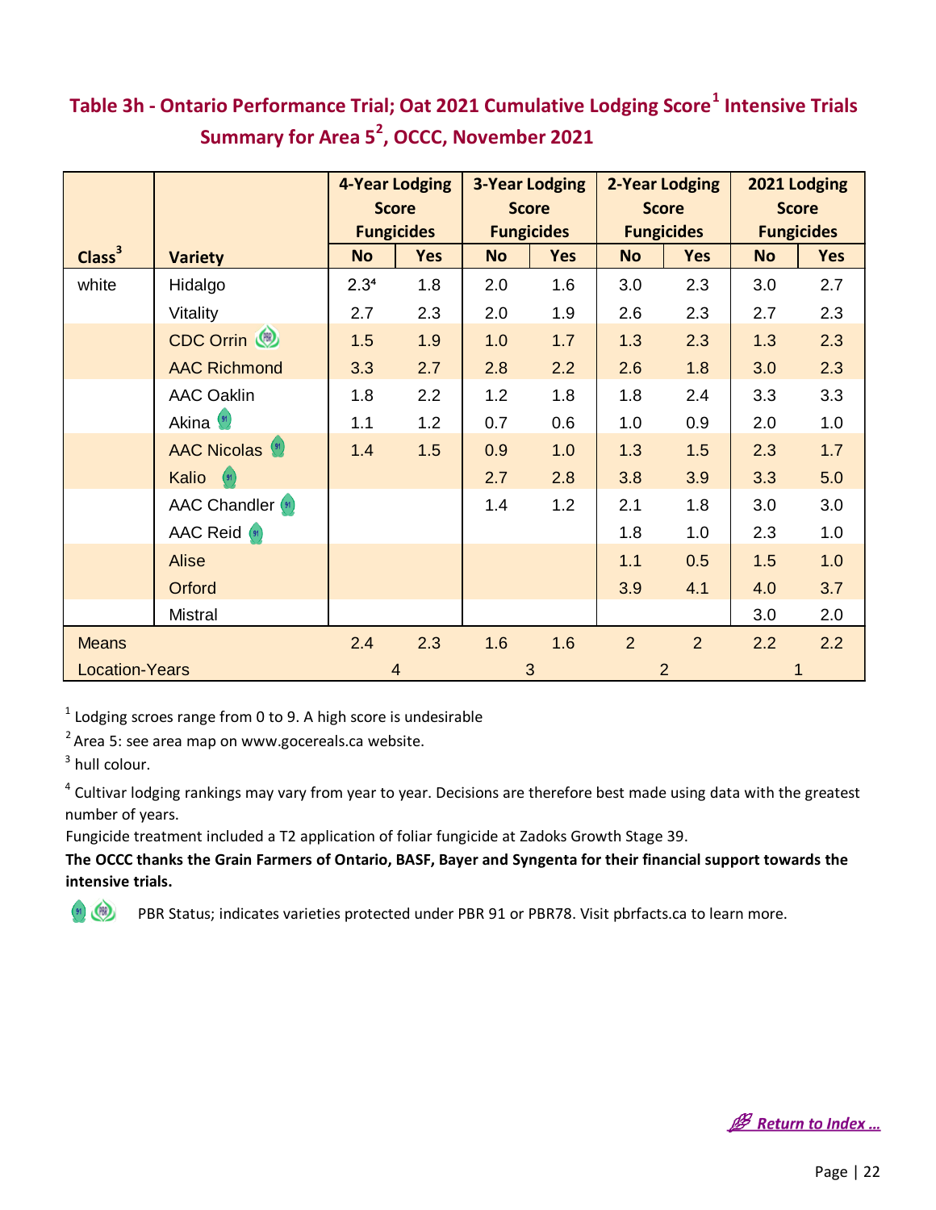## Table 3h - Ontario Performance Trial; Oat 2021 Cumulative Lodging Score[1] Intensive Trials Summary for Area 5[2], OCCC, November 2021

| Class[3] | Variety | 4-Year Lodging Score Fungicides | | 3-Year Lodging Score Fungicides | | 2-Year Lodging Score Fungicides | | 2021 Lodging Score Fungicides | |
|---|---|---|---|---|---|---|---|---|---|
| | | No | Yes | No | Yes | No | Yes | No | Yes |
| white | Hidalgo | 2.3[4] | 1.8 | 2.0 | 1.6 | 3.0 | 2.3 | 3.0 | 2.7 |
| | Vitality | 2.7 | 2.3 | 2.0 | 1.9 | 2.6 | 2.3 | 2.7 | 2.3 |
| | CDC Orrin | 1.5 | 1.9 | 1.0 | 1.7 | 1.3 | 2.3 | 1.3 | 2.3 |
| | AAC Richmond | 3.3 | 2.7 | 2.8 | 2.2 | 2.6 | 1.8 | 3.0 | 2.3 |
| | AAC Oaklin | 1.8 | 2.2 | 1.2 | 1.8 | 1.8 | 2.4 | 3.3 | 3.3 |
| | Akina | 1.1 | 1.2 | 0.7 | 0.6 | 1.0 | 0.9 | 2.0 | 1.0 |
| | AAC Nicolas | 1.4 | 1.5 | 0.9 | 1.0 | 1.3 | 1.5 | 2.3 | 1.7 |
| | Kalio | | | 2.7 | 2.8 | 3.8 | 3.9 | 3.3 | 5.0 |
| | AAC Chandler | | | 1.4 | 1.2 | 2.1 | 1.8 | 3.0 | 3.0 |
| | AAC Reid | | | | | 1.8 | 1.0 | 2.3 | 1.0 |
| | Alise | | | | | 1.1 | 0.5 | 1.5 | 1.0 |
| | Orford | | | | | 3.9 | 4.1 | 4.0 | 3.7 |
| | Mistral | | | | | | | 3.0 | 2.0 |
| Means | | 2.4 | 2.3 | 1.6 | 1.6 | 2 | 2 | 2.2 | 2.2 |
| Location-Years | | 4 | | 3 | | 2 | | 1 | |

[1] Lodging scroes range from 0 to 9. A high score is undesirable

[2] Area 5: see area map on www.gocereals.ca website.

[3] hull colour.

[4] Cultivar lodging rankings may vary from year to year. Decisions are therefore best made using data with the greatest number of years.

Fungicide treatment included a T2 application of foliar fungicide at Zadoks Growth Stage 39.

**The OCCC thanks the Grain Farmers of Ontario, BASF, Bayer and Syngenta for their financial support towards the intensive trials.**

PBR Status; indicates varieties protected under PBR 91 or PBR78. Visit pbrfacts.ca to learn more.

*Return to Index …*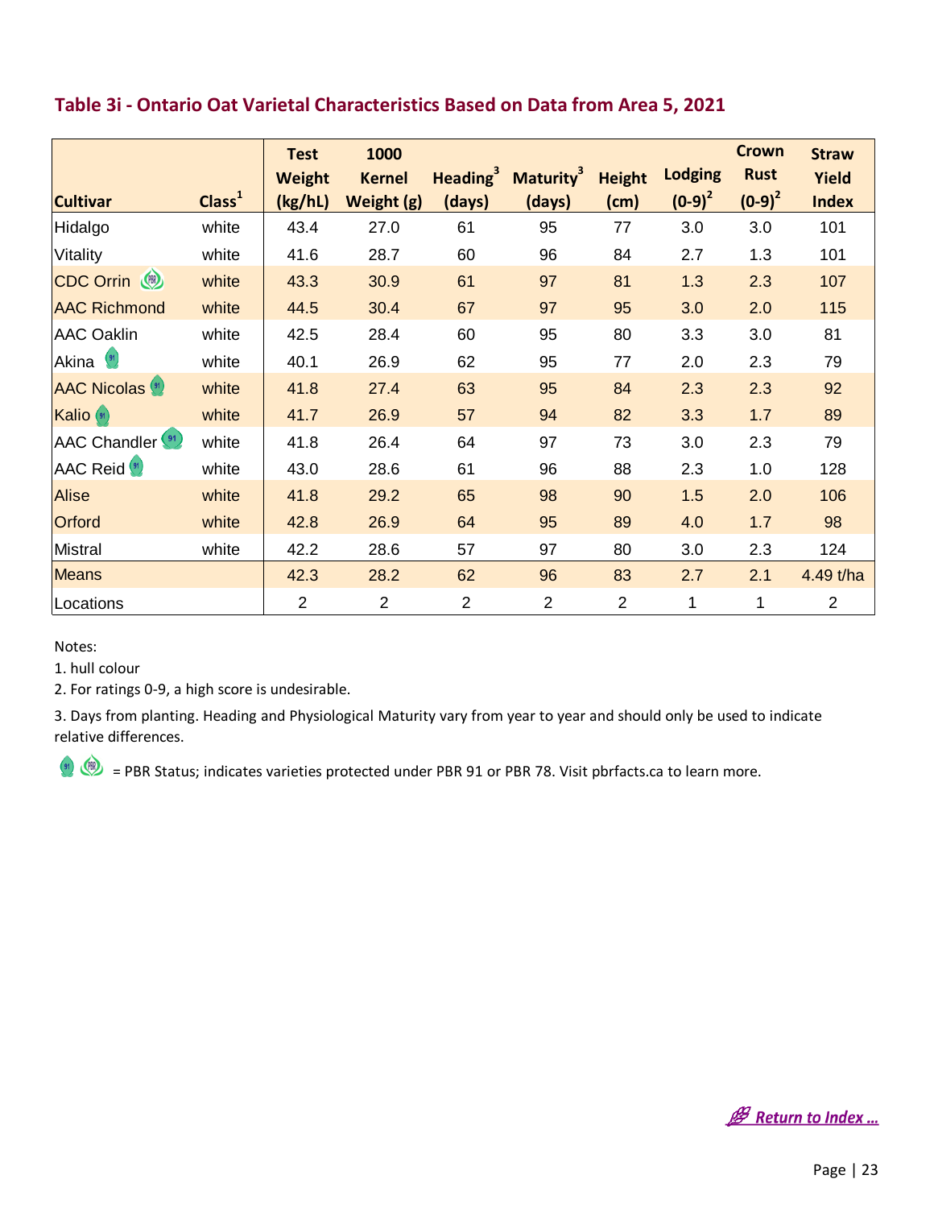## Table 3i - Ontario Oat Varietal Characteristics Based on Data from Area 5, 2021

| Cultivar | Class[1] | Test Weight (kg/hL) | 1000 Kernel Weight (g) | Heading[3] (days) | Maturity[3] (days) | Height (cm) | Lodging (0-9)[2] | Crown Rust (0-9)[2] | Straw Yield Index |
|---|---|---|---|---|---|---|---|---|---|
| Hidalgo | white | 43.4 | 27.0 | 61 | 95 | 77 | 3.0 | 3.0 | 101 |
| Vitality | white | 41.6 | 28.7 | 60 | 96 | 84 | 2.7 | 1.3 | 101 |
| CDC Orrin | white | 43.3 | 30.9 | 61 | 97 | 81 | 1.3 | 2.3 | 107 |
| AAC Richmond | white | 44.5 | 30.4 | 67 | 97 | 95 | 3.0 | 2.0 | 115 |
| AAC Oaklin | white | 42.5 | 28.4 | 60 | 95 | 80 | 3.3 | 3.0 | 81 |
| Akina | white | 40.1 | 26.9 | 62 | 95 | 77 | 2.0 | 2.3 | 79 |
| AAC Nicolas | white | 41.8 | 27.4 | 63 | 95 | 84 | 2.3 | 2.3 | 92 |
| Kalio | white | 41.7 | 26.9 | 57 | 94 | 82 | 3.3 | 1.7 | 89 |
| AAC Chandler | white | 41.8 | 26.4 | 64 | 97 | 73 | 3.0 | 2.3 | 79 |
| AAC Reid | white | 43.0 | 28.6 | 61 | 96 | 88 | 2.3 | 1.0 | 128 |
| Alise | white | 41.8 | 29.2 | 65 | 98 | 90 | 1.5 | 2.0 | 106 |
| Orford | white | 42.8 | 26.9 | 64 | 95 | 89 | 4.0 | 1.7 | 98 |
| Mistral | white | 42.2 | 28.6 | 57 | 97 | 80 | 3.0 | 2.3 | 124 |
| Means | | 42.3 | 28.2 | 62 | 96 | 83 | 2.7 | 2.1 | 4.49 t/ha |
| Locations | | 2 | 2 | 2 | 2 | 2 | 1 | 1 | 2 |

Notes:

1. hull colour
2. For ratings 0-9, a high score is undesirable.
3. Days from planting. Heading and Physiological Maturity vary from year to year and should only be used to indicate relative differences.

= PBR Status; indicates varieties protected under PBR 91 or PBR 78. Visit pbrfacts.ca to learn more.

*Return to Index ...*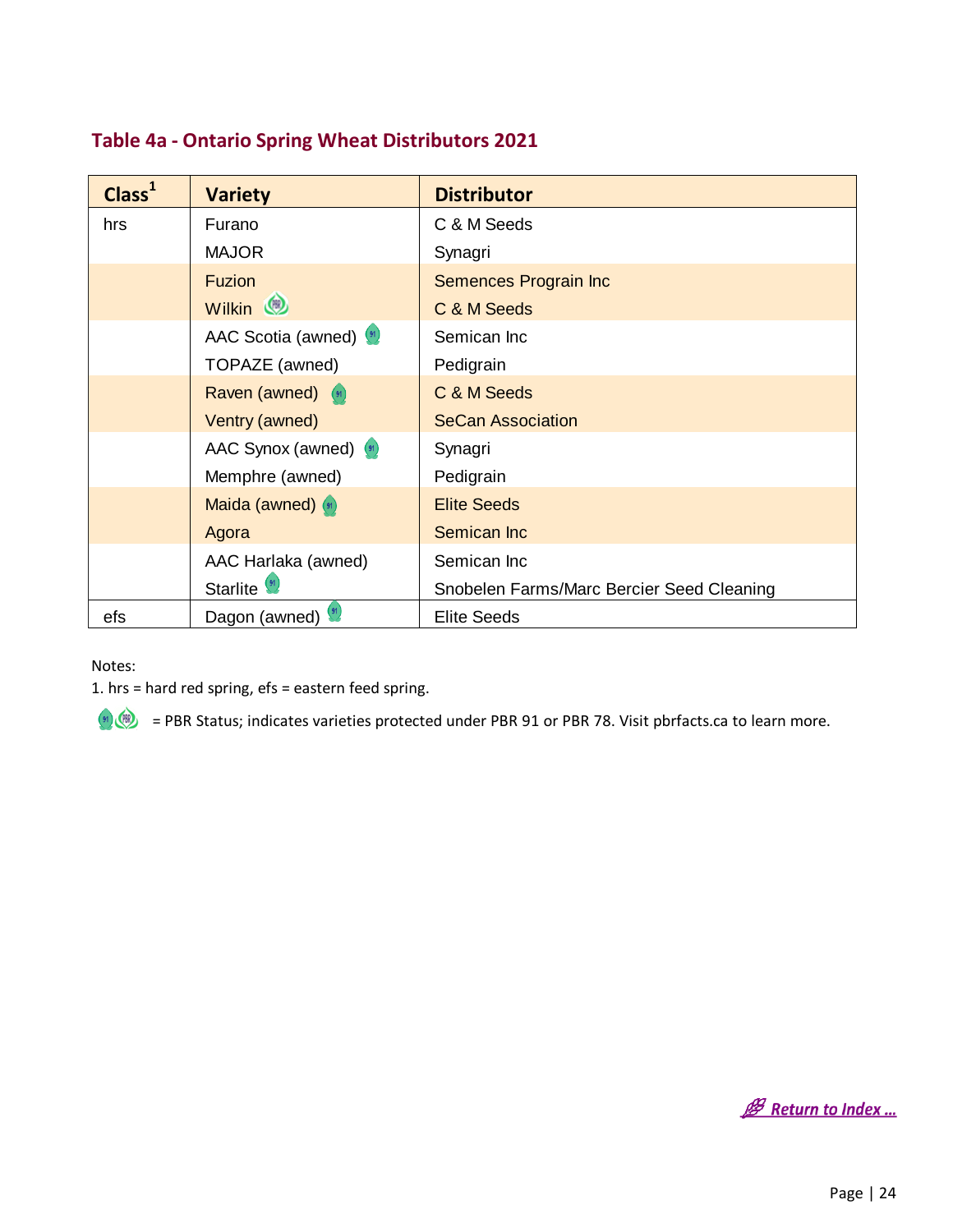## Table 4a - Ontario Spring Wheat Distributors 2021

| Class[1] | Variety | Distributor |
|---|---|---|
| hrs | Furano | C & M Seeds |
| | MAJOR | Synagri |
| | Fuzion | Semences Prograin Inc |
| | Wilkin | C & M Seeds |
| | AAC Scotia (awned) | Semican Inc |
| | TOPAZE (awned) | Pedigrain |
| | Raven (awned) | C & M Seeds |
| | Ventry (awned) | SeCan Association |
| | AAC Synox (awned) | Synagri |
| | Memphre (awned) | Pedigrain |
| | Maida (awned) | Elite Seeds |
| | Agora | Semican Inc |
| | AAC Harlaka (awned) | Semican Inc |
| | Starlite | Snobelen Farms/Marc Bercier Seed Cleaning |
| efs | Dagon (awned) | Elite Seeds |

Notes:

1. hrs = hard red spring, efs = eastern feed spring.

= PBR Status; indicates varieties protected under PBR 91 or PBR 78. Visit pbrfacts.ca to learn more.

*Return to Index …*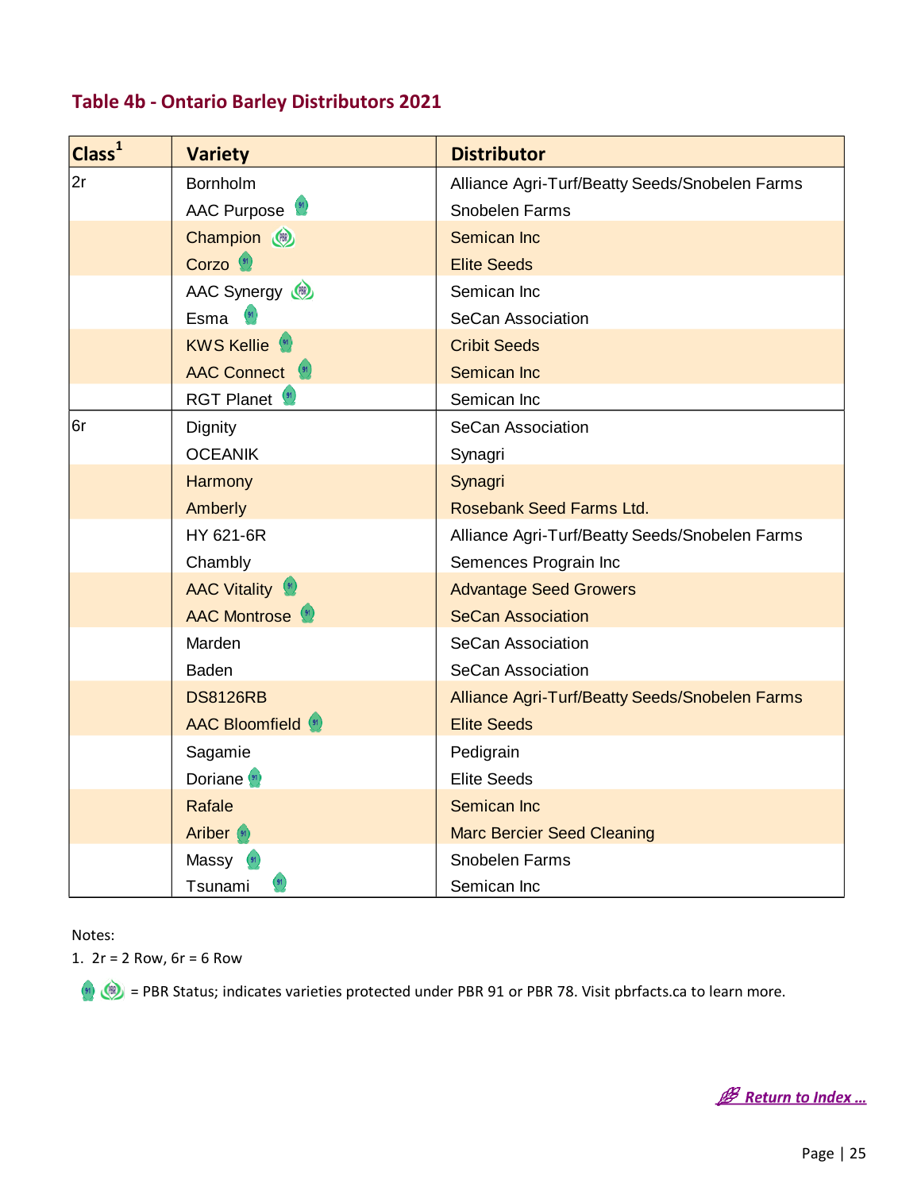## Table 4b - Ontario Barley Distributors 2021

| Class[1] | Variety | Distributor |
|---|---|---|
| 2r | Bornholm | Alliance Agri-Turf/Beatty Seeds/Snobelen Farms |
| | AAC Purpose | Snobelen Farms |
| | Champion | Semican Inc |
| | Corzo | Elite Seeds |
| | AAC Synergy | Semican Inc |
| | Esma | SeCan Association |
| | KWS Kellie | Cribit Seeds |
| | AAC Connect | Semican Inc |
| | RGT Planet | Semican Inc |
| 6r | Dignity | SeCan Association |
| | OCEANIK | Synagri |
| | Harmony | Synagri |
| | Amberly | Rosebank Seed Farms Ltd. |
| | HY 621-6R | Alliance Agri-Turf/Beatty Seeds/Snobelen Farms |
| | Chambly | Semences Prograin Inc |
| | AAC Vitality | Advantage Seed Growers |
| | AAC Montrose | SeCan Association |
| | Marden | SeCan Association |
| | Baden | SeCan Association |
| | DS8126RB | Alliance Agri-Turf/Beatty Seeds/Snobelen Farms |
| | AAC Bloomfield | Elite Seeds |
| | Sagamie | Pedigrain |
| | Doriane | Elite Seeds |
| | Rafale | Semican Inc |
| | Ariber | Marc Bercier Seed Cleaning |
| | Massy | Snobelen Farms |
| | Tsunami | Semican Inc |

Notes:

1. 2r = 2 Row, 6r = 6 Row

= PBR Status; indicates varieties protected under PBR 91 or PBR 78. Visit pbrfacts.ca to learn more.

Return to Index ...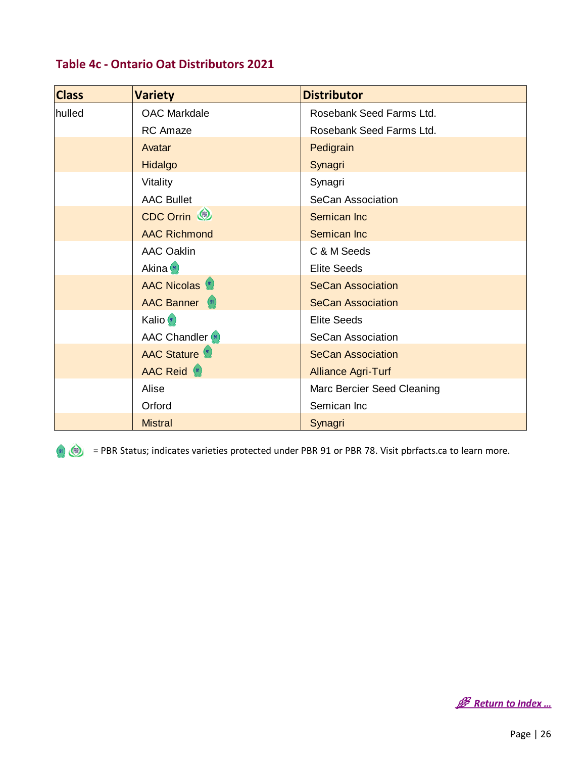## Table 4c - Ontario Oat Distributors 2021

| Class | Variety | Distributor |
|---|---|---|
| hulled | OAC Markdale | Rosebank Seed Farms Ltd. |
| | RC Amaze | Rosebank Seed Farms Ltd. |
| | Avatar | Pedigrain |
| | Hidalgo | Synagri |
| | Vitality | Synagri |
| | AAC Bullet | SeCan Association |
| | CDC Orrin (PBR 78) | Semican Inc |
| | AAC Richmond | Semican Inc |
| | AAC Oaklin | C & M Seeds |
| | Akina (PBR 91) | Elite Seeds |
| | AAC Nicolas (PBR 91) | SeCan Association |
| | AAC Banner (PBR 91) | SeCan Association |
| | Kalio (PBR 91) | Elite Seeds |
| | AAC Chandler (PBR 91) | SeCan Association |
| | AAC Stature (PBR 91) | SeCan Association |
| | AAC Reid (PBR 91) | Alliance Agri-Turf |
| | Alise | Marc Bercier Seed Cleaning |
| | Orford | Semican Inc |
| | Mistral | Synagri |

(PBR 91) (PBR 78) = PBR Status; indicates varieties protected under PBR 91 or PBR 78. Visit pbrfacts.ca to learn more.

*Return to Index ...*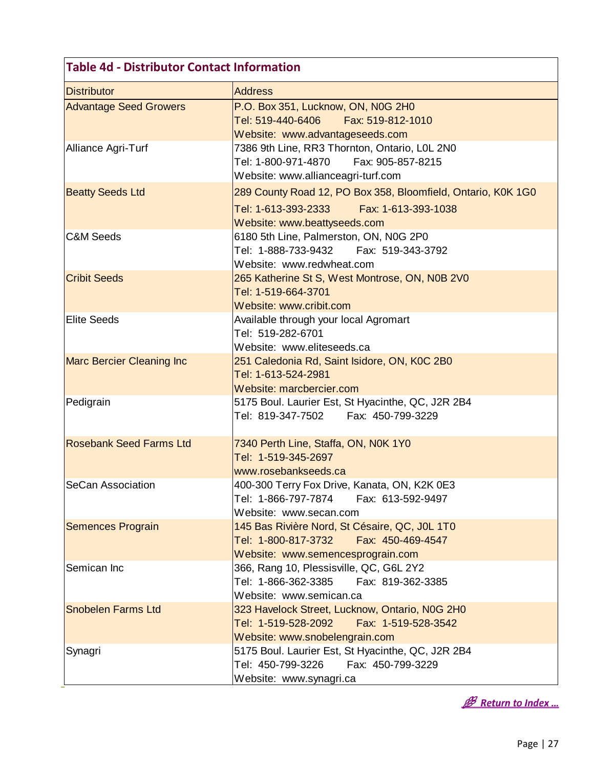**Table 4d - Distributor Contact Information**

| Distributor | Address |
|---|---|
| Advantage Seed Growers | P.O. Box 351, Lucknow, ON, N0G 2H0<br>Tel: 519-440-6406 Fax: 519-812-1010<br>Website: www.advantageseeds.com |
| Alliance Agri-Turf | 7386 9th Line, RR3 Thornton, Ontario, L0L 2N0<br>Tel: 1-800-971-4870 Fax: 905-857-8215<br>Website: www.allianceagri-turf.com |
| Beatty Seeds Ltd | 289 County Road 12, PO Box 358, Bloomfield, Ontario, K0K 1G0<br>Tel: 1-613-393-2333 Fax: 1-613-393-1038<br>Website: www.beattyseeds.com |
| C&M Seeds | 6180 5th Line, Palmerston, ON, N0G 2P0<br>Tel: 1-888-733-9432 Fax: 519-343-3792<br>Website: www.redwheat.com |
| Cribit Seeds | 265 Katherine St S, West Montrose, ON, N0B 2V0<br>Tel: 1-519-664-3701<br>Website: www.cribit.com |
| Elite Seeds | Available through your local Agromart<br>Tel: 519-282-6701<br>Website: www.eliteseeds.ca |
| Marc Bercier Cleaning Inc | 251 Caledonia Rd, Saint Isidore, ON, K0C 2B0<br>Tel: 1-613-524-2981<br>Website: marcbercier.com |
| Pedigrain | 5175 Boul. Laurier Est, St Hyacinthe, QC, J2R 2B4<br>Tel: 819-347-7502 Fax: 450-799-3229 |
| Rosebank Seed Farms Ltd | 7340 Perth Line, Staffa, ON, N0K 1Y0<br>Tel: 1-519-345-2697<br>www.rosebankseeds.ca |
| SeCan Association | 400-300 Terry Fox Drive, Kanata, ON, K2K 0E3<br>Tel: 1-866-797-7874 Fax: 613-592-9497<br>Website: www.secan.com |
| Semences Prograin | 145 Bas Rivière Nord, St Césaire, QC, J0L 1T0<br>Tel: 1-800-817-3732 Fax: 450-469-4547<br>Website: www.semencesprograin.com |
| Semican Inc | 366, Rang 10, Plessisville, QC, G6L 2Y2<br>Tel: 1-866-362-3385 Fax: 819-362-3385<br>Website: www.semican.ca |
| Snobelen Farms Ltd | 323 Havelock Street, Lucknow, Ontario, N0G 2H0<br>Tel: 1-519-528-2092 Fax: 1-519-528-3542<br>Website: www.snobelengrain.com |
| Synagri | 5175 Boul. Laurier Est, St Hyacinthe, QC, J2R 2B4<br>Tel: 450-799-3226 Fax: 450-799-3229<br>Website: www.synagri.ca |

Return to Index ...